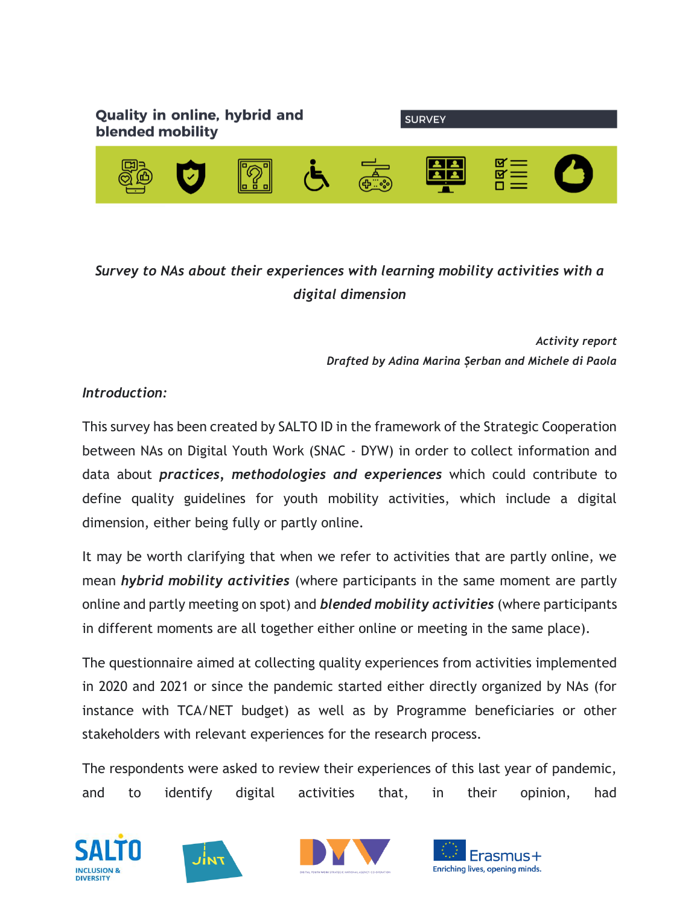# Quality in online, hybrid and blended mobility

SURVEY

*Survey to NAs about their experiences with learning mobility activities with a digital dimension*

*Activity report*
*Drafted by Adina Marina Șerban and Michele di Paola*

***Introduction:***

This survey has been created by SALTO ID in the framework of the Strategic Cooperation between NAs on Digital Youth Work (SNAC - DYW) in order to collect information and data about ***practices, methodologies and experiences*** which could contribute to define quality guidelines for youth mobility activities, which include a digital dimension, either being fully or partly online.

It may be worth clarifying that when we refer to activities that are partly online, we mean ***hybrid mobility activities*** (where participants in the same moment are partly online and partly meeting on spot) and ***blended mobility activities*** (where participants in different moments are all together either online or meeting in the same place).

The questionnaire aimed at collecting quality experiences from activities implemented in 2020 and 2021 or since the pandemic started either directly organized by NAs (for instance with TCA/NET budget) as well as by Programme beneficiaries or other stakeholders with relevant experiences for the research process.

The respondents were asked to review their experiences of this last year of pandemic, and to identify digital activities that, in their opinion, had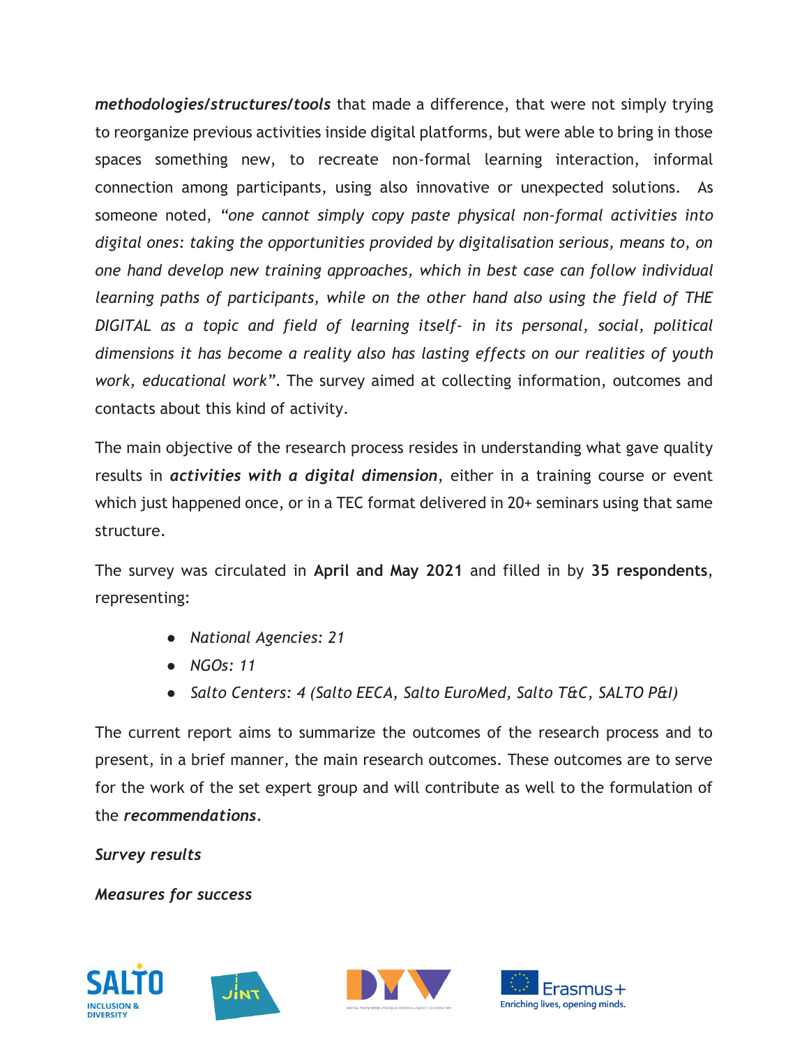***methodologies/structures/tools*** that made a difference, that were not simply trying to reorganize previous activities inside digital platforms, but were able to bring in those spaces something new, to recreate non-formal learning interaction, informal connection among participants, using also innovative or unexpected solutions. As someone noted, *"one cannot simply copy paste physical non-formal activities into digital ones: taking the opportunities provided by digitalisation serious, means to, on one hand develop new training approaches, which in best case can follow individual learning paths of participants, while on the other hand also using the field of THE DIGITAL as a topic and field of learning itself- in its personal, social, political dimensions it has become a reality also has lasting effects on our realities of youth work, educational work"*. The survey aimed at collecting information, outcomes and contacts about this kind of activity.

The main objective of the research process resides in understanding what gave quality results in ***activities with a digital dimension***, either in a training course or event which just happened once, or in a TEC format delivered in 20+ seminars using that same structure.

The survey was circulated in **April and May 2021** and filled in by **35 respondents**, representing:

- *National Agencies: 21*
- *NGOs: 11*
- *Salto Centers: 4 (Salto EECA, Salto EuroMed, Salto T&C, SALTO P&I)*

The current report aims to summarize the outcomes of the research process and to present, in a brief manner, the main research outcomes. These outcomes are to serve for the work of the set expert group and will contribute as well to the formulation of the ***recommendations***.

***Survey results***

***Measures for success***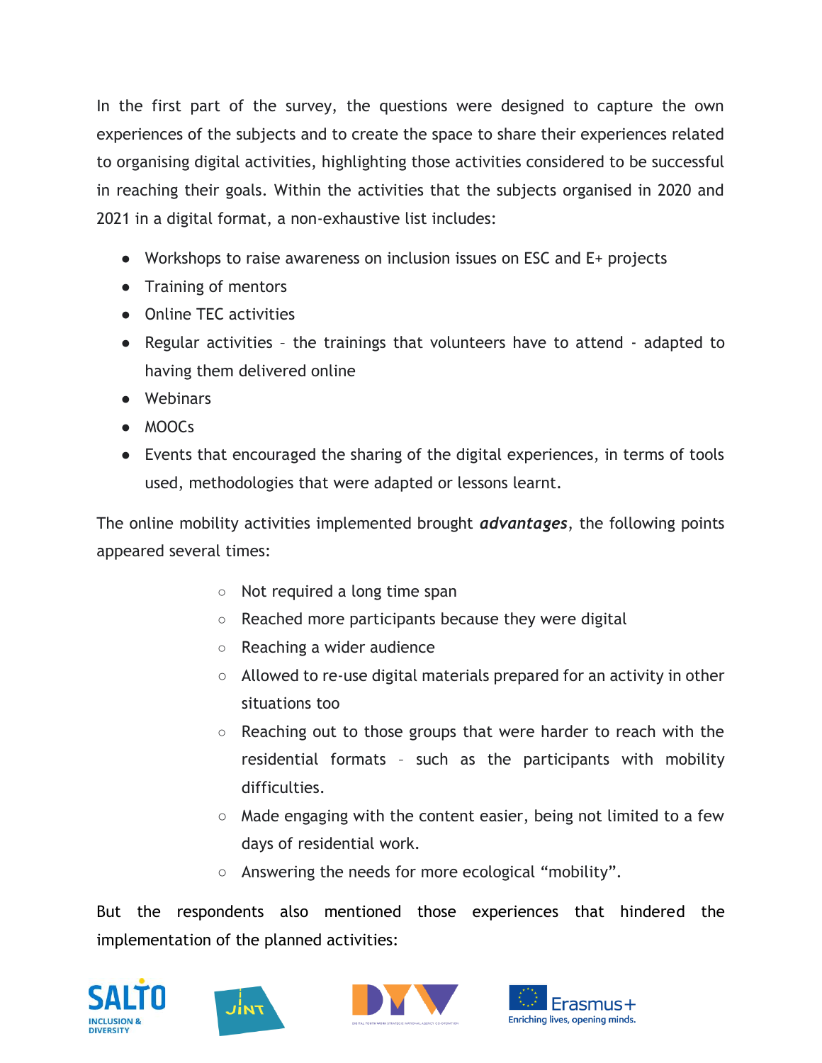In the first part of the survey, the questions were designed to capture the own experiences of the subjects and to create the space to share their experiences related to organising digital activities, highlighting those activities considered to be successful in reaching their goals. Within the activities that the subjects organised in 2020 and 2021 in a digital format, a non-exhaustive list includes:

- Workshops to raise awareness on inclusion issues on ESC and E+ projects
- Training of mentors
- Online TEC activities
- Regular activities – the trainings that volunteers have to attend - adapted to having them delivered online
- Webinars
- MOOCs
- Events that encouraged the sharing of the digital experiences, in terms of tools used, methodologies that were adapted or lessons learnt.

The online mobility activities implemented brought ***advantages***, the following points appeared several times:

- Not required a long time span
- Reached more participants because they were digital
- Reaching a wider audience
- Allowed to re-use digital materials prepared for an activity in other situations too
- Reaching out to those groups that were harder to reach with the residential formats – such as the participants with mobility difficulties.
- Made engaging with the content easier, being not limited to a few days of residential work.
- Answering the needs for more ecological "mobility".

But the respondents also mentioned those experiences that hindered the implementation of the planned activities: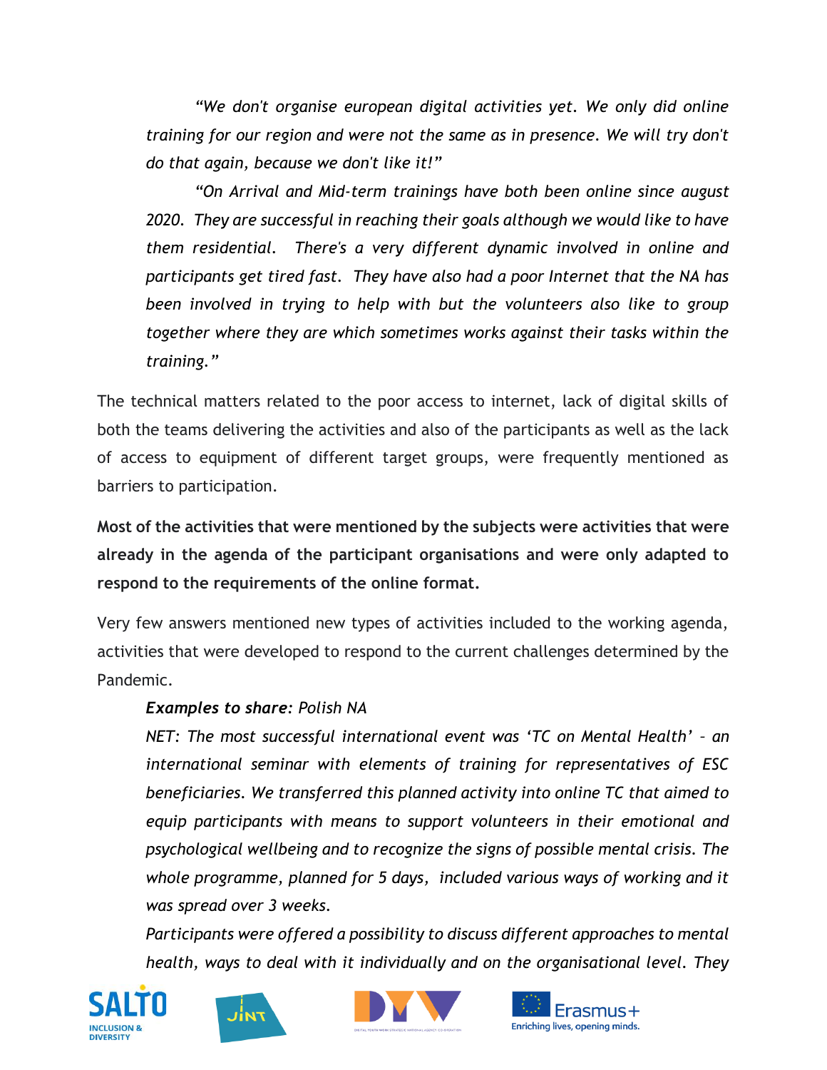*“We don't organise european digital activities yet. We only did online training for our region and were not the same as in presence. We will try don't do that again, because we don't like it!”*

*“On Arrival and Mid-term trainings have both been online since august 2020. They are successful in reaching their goals although we would like to have them residential. There's a very different dynamic involved in online and participants get tired fast. They have also had a poor Internet that the NA has been involved in trying to help with but the volunteers also like to group together where they are which sometimes works against their tasks within the training.”*

The technical matters related to the poor access to internet, lack of digital skills of both the teams delivering the activities and also of the participants as well as the lack of access to equipment of different target groups, were frequently mentioned as barriers to participation.

**Most of the activities that were mentioned by the subjects were activities that were already in the agenda of the participant organisations and were only adapted to respond to the requirements of the online format.**

Very few answers mentioned new types of activities included to the working agenda, activities that were developed to respond to the current challenges determined by the Pandemic.

***Examples to share:*** *Polish NA*

*NET: The most successful international event was ‘TC on Mental Health’ – an international seminar with elements of training for representatives of ESC beneficiaries. We transferred this planned activity into online TC that aimed to equip participants with means to support volunteers in their emotional and psychological wellbeing and to recognize the signs of possible mental crisis. The whole programme, planned for 5 days, included various ways of working and it was spread over 3 weeks.*

*Participants were offered a possibility to discuss different approaches to mental health, ways to deal with it individually and on the organisational level. They*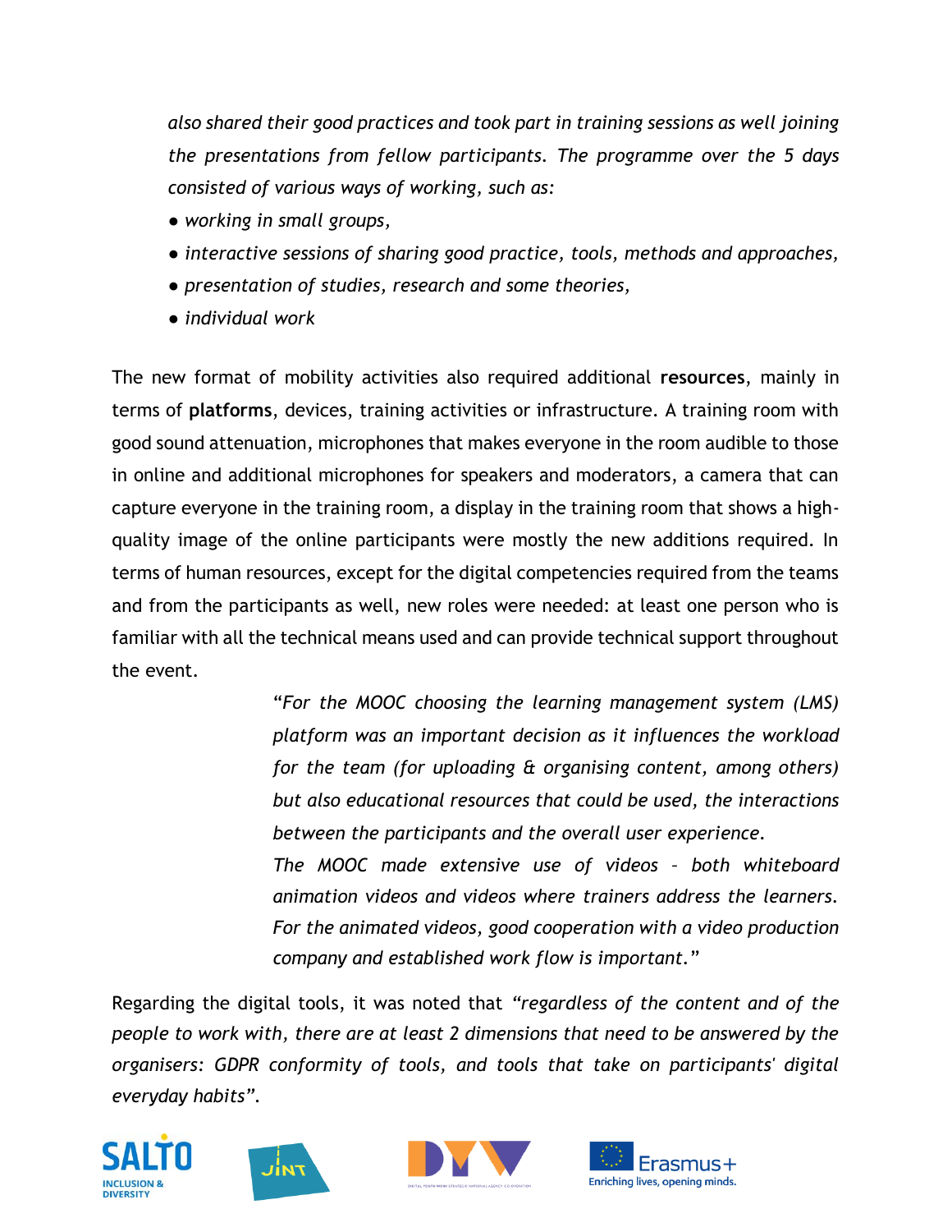*also shared their good practices and took part in training sessions as well joining the presentations from fellow participants. The programme over the 5 days consisted of various ways of working, such as:*

- *working in small groups,*
- *interactive sessions of sharing good practice, tools, methods and approaches,*
- *presentation of studies, research and some theories,*
- *individual work*

The new format of mobility activities also required additional **resources**, mainly in terms of **platforms**, devices, training activities or infrastructure. A training room with good sound attenuation, microphones that makes everyone in the room audible to those in online and additional microphones for speakers and moderators, a camera that can capture everyone in the training room, a display in the training room that shows a high-quality image of the online participants were mostly the new additions required. In terms of human resources, except for the digital competencies required from the teams and from the participants as well, new roles were needed: at least one person who is familiar with all the technical means used and can provide technical support throughout the event.

> *"For the MOOC choosing the learning management system (LMS) platform was an important decision as it influences the workload for the team (for uploading & organising content, among others) but also educational resources that could be used, the interactions between the participants and the overall user experience.*
>
> *The MOOC made extensive use of videos – both whiteboard animation videos and videos where trainers address the learners. For the animated videos, good cooperation with a video production company and established work flow is important."*

Regarding the digital tools, it was noted that *"regardless of the content and of the people to work with, there are at least 2 dimensions that need to be answered by the organisers: GDPR conformity of tools, and tools that take on participants' digital everyday habits".*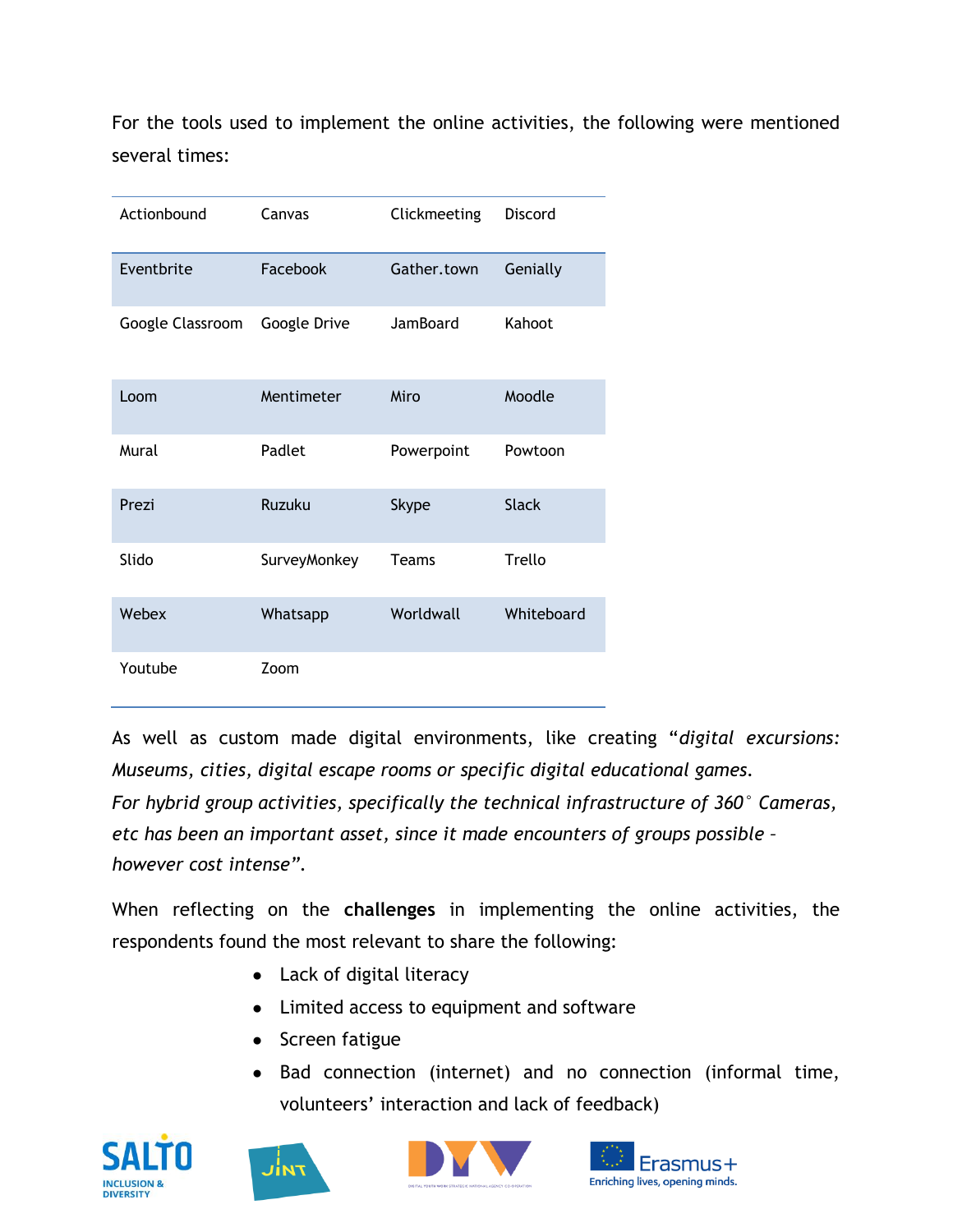For the tools used to implement the online activities, the following were mentioned several times:

| | | | |
|---|---|---|---|
| Actionbound | Canvas | Clickmeeting | Discord |
| Eventbrite | Facebook | Gather.town | Genially |
| Google Classroom | Google Drive | JamBoard | Kahoot |
| Loom | Mentimeter | Miro | Moodle |
| Mural | Padlet | Powerpoint | Powtoon |
| Prezi | Ruzuku | Skype | Slack |
| Slido | SurveyMonkey | Teams | Trello |
| Webex | Whatsapp | Worldwall | Whiteboard |
| Youtube | Zoom | | |

As well as custom made digital environments, like creating "*digital excursions: Museums, cities, digital escape rooms or specific digital educational games. For hybrid group activities, specifically the technical infrastructure of 360° Cameras, etc has been an important asset, since it made encounters of groups possible – however cost intense*".

When reflecting on the **challenges** in implementing the online activities, the respondents found the most relevant to share the following:

- Lack of digital literacy
- Limited access to equipment and software
- Screen fatigue
- Bad connection (internet) and no connection (informal time, volunteers' interaction and lack of feedback)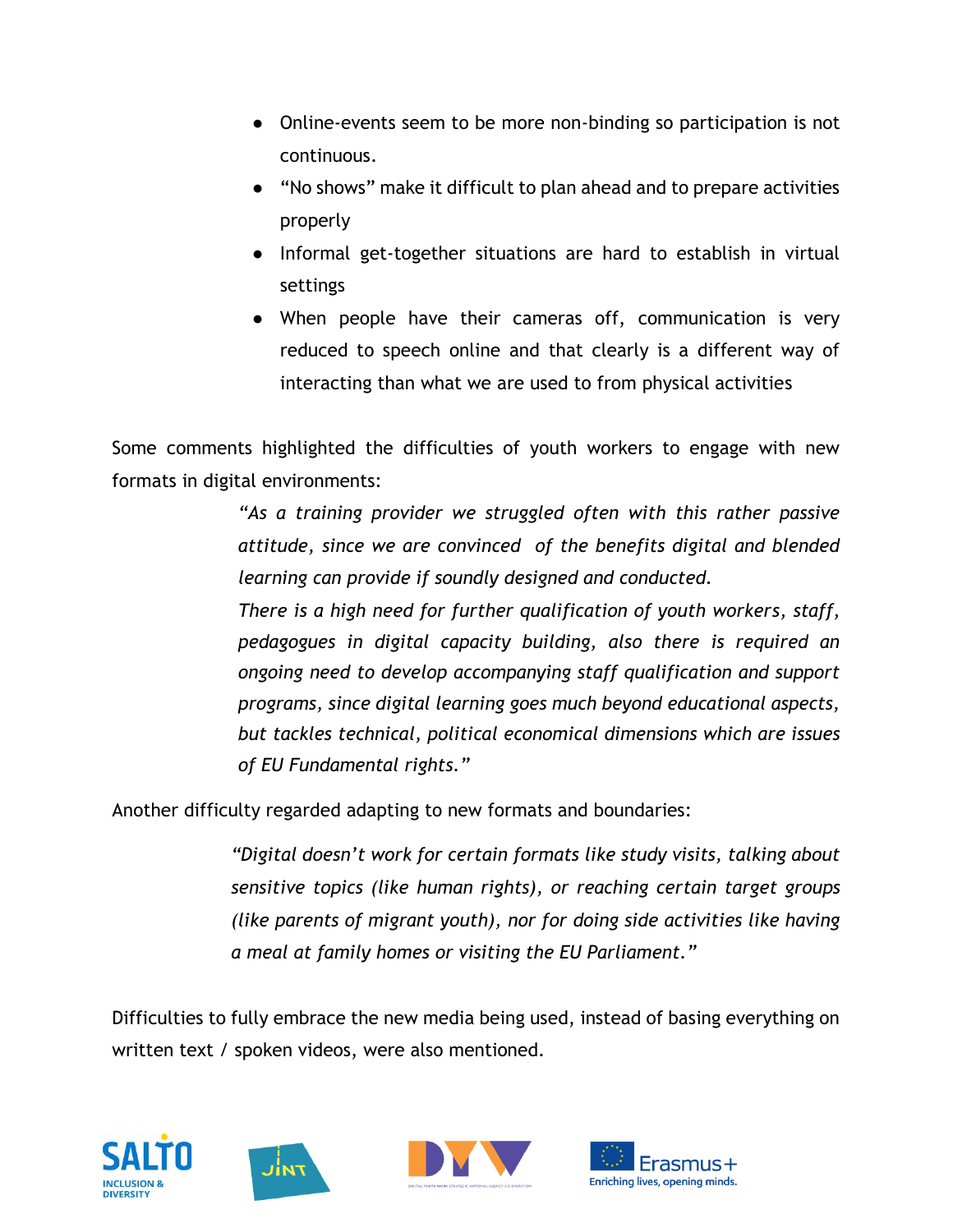- Online-events seem to be more non-binding so participation is not continuous.
- “No shows” make it difficult to plan ahead and to prepare activities properly
- Informal get-together situations are hard to establish in virtual settings
- When people have their cameras off, communication is very reduced to speech online and that clearly is a different way of interacting than what we are used to from physical activities

Some comments highlighted the difficulties of youth workers to engage with new formats in digital environments:

> *“As a training provider we struggled often with this rather passive attitude, since we are convinced of the benefits digital and blended learning can provide if soundly designed and conducted.*
> *There is a high need for further qualification of youth workers, staff, pedagogues in digital capacity building, also there is required an ongoing need to develop accompanying staff qualification and support programs, since digital learning goes much beyond educational aspects, but tackles technical, political economical dimensions which are issues of EU Fundamental rights.”*

Another difficulty regarded adapting to new formats and boundaries:

> *“Digital doesn’t work for certain formats like study visits, talking about sensitive topics (like human rights), or reaching certain target groups (like parents of migrant youth), nor for doing side activities like having a meal at family homes or visiting the EU Parliament.”*

Difficulties to fully embrace the new media being used, instead of basing everything on written text / spoken videos, were also mentioned.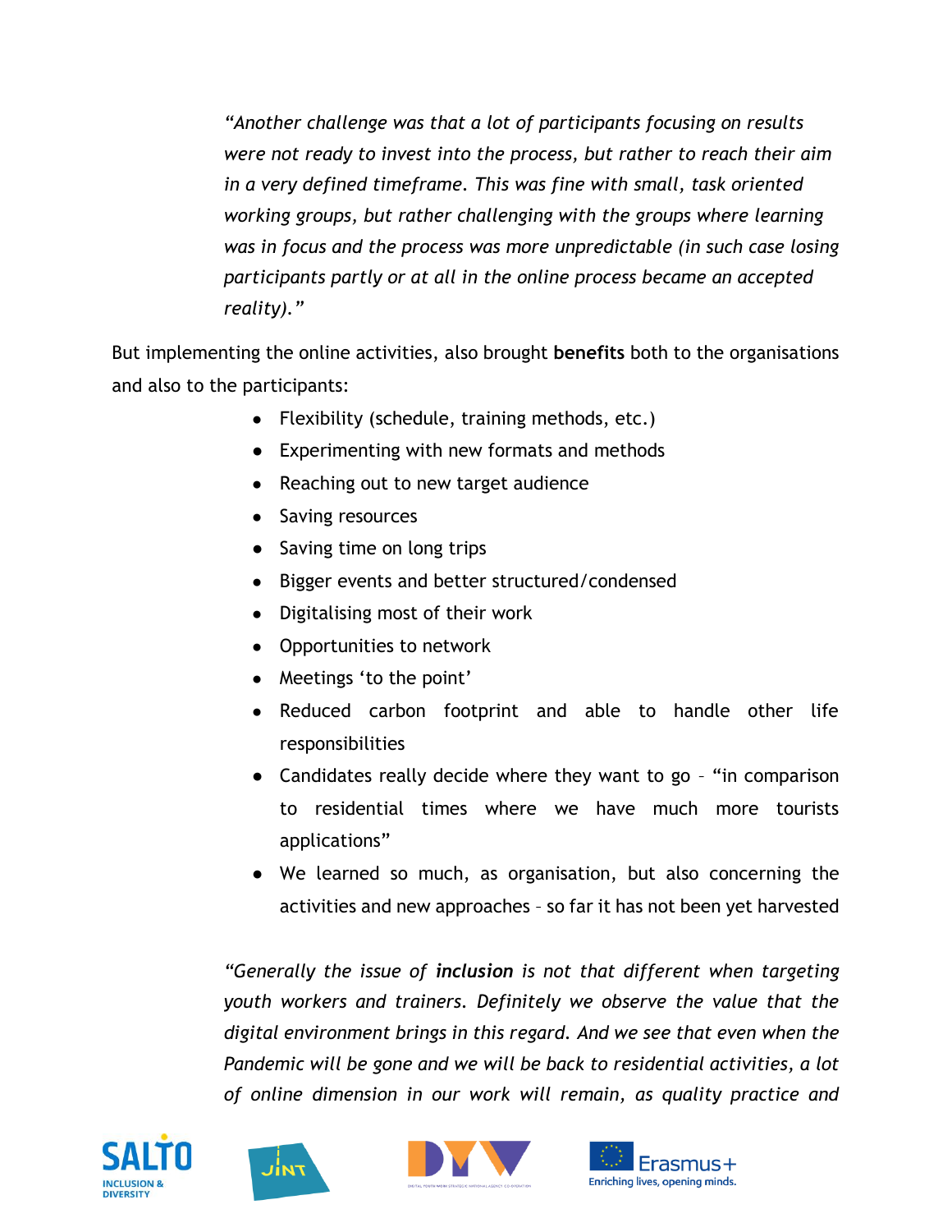*“Another challenge was that a lot of participants focusing on results were not ready to invest into the process, but rather to reach their aim in a very defined timeframe. This was fine with small, task oriented working groups, but rather challenging with the groups where learning was in focus and the process was more unpredictable (in such case losing participants partly or at all in the online process became an accepted reality).”*

But implementing the online activities, also brought **benefits** both to the organisations and also to the participants:

- Flexibility (schedule, training methods, etc.)
- Experimenting with new formats and methods
- Reaching out to new target audience
- Saving resources
- Saving time on long trips
- Bigger events and better structured/condensed
- Digitalising most of their work
- Opportunities to network
- Meetings ‘to the point’
- Reduced carbon footprint and able to handle other life responsibilities
- Candidates really decide where they want to go – “in comparison to residential times where we have much more tourists applications”
- We learned so much, as organisation, but also concerning the activities and new approaches – so far it has not been yet harvested

*“Generally the issue of **inclusion** is not that different when targeting youth workers and trainers. Definitely we observe the value that the digital environment brings in this regard. And we see that even when the Pandemic will be gone and we will be back to residential activities, a lot of online dimension in our work will remain, as quality practice and*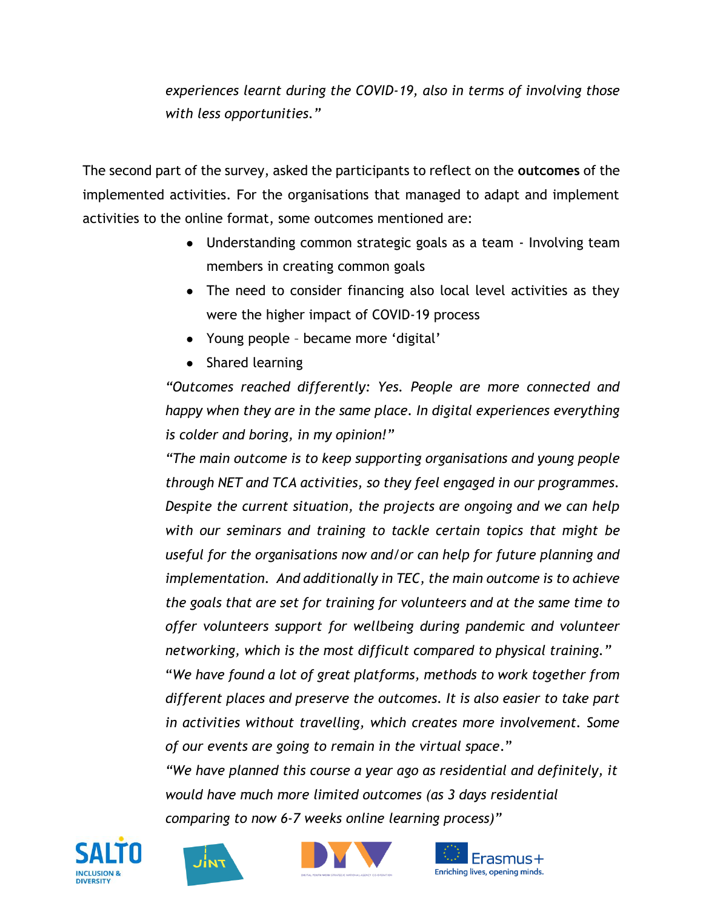*experiences learnt during the COVID-19, also in terms of involving those with less opportunities."*

The second part of the survey, asked the participants to reflect on the **outcomes** of the implemented activities. For the organisations that managed to adapt and implement activities to the online format, some outcomes mentioned are:

- Understanding common strategic goals as a team - Involving team members in creating common goals
- The need to consider financing also local level activities as they were the higher impact of COVID-19 process
- Young people – became more 'digital'
- Shared learning

*"Outcomes reached differently: Yes. People are more connected and happy when they are in the same place. In digital experiences everything is colder and boring, in my opinion!"*

*"The main outcome is to keep supporting organisations and young people through NET and TCA activities, so they feel engaged in our programmes. Despite the current situation, the projects are ongoing and we can help with our seminars and training to tackle certain topics that might be useful for the organisations now and/or can help for future planning and implementation. And additionally in TEC, the main outcome is to achieve the goals that are set for training for volunteers and at the same time to offer volunteers support for wellbeing during pandemic and volunteer networking, which is the most difficult compared to physical training."*

"*We have found a lot of great platforms, methods to work together from different places and preserve the outcomes. It is also easier to take part in activities without travelling, which creates more involvement. Some of our events are going to remain in the virtual space.*"

*"We have planned this course a year ago as residential and definitely, it would have much more limited outcomes (as 3 days residential comparing to now 6-7 weeks online learning process)"*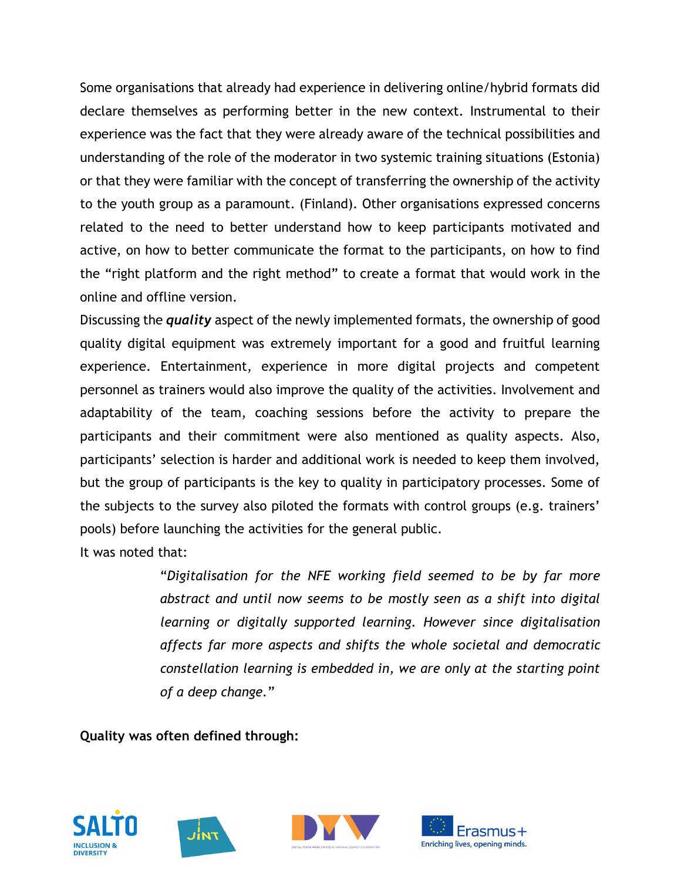Some organisations that already had experience in delivering online/hybrid formats did declare themselves as performing better in the new context. Instrumental to their experience was the fact that they were already aware of the technical possibilities and understanding of the role of the moderator in two systemic training situations (Estonia) or that they were familiar with the concept of transferring the ownership of the activity to the youth group as a paramount. (Finland). Other organisations expressed concerns related to the need to better understand how to keep participants motivated and active, on how to better communicate the format to the participants, on how to find the "right platform and the right method" to create a format that would work in the online and offline version.

Discussing the ***quality*** aspect of the newly implemented formats, the ownership of good quality digital equipment was extremely important for a good and fruitful learning experience. Entertainment, experience in more digital projects and competent personnel as trainers would also improve the quality of the activities. Involvement and adaptability of the team, coaching sessions before the activity to prepare the participants and their commitment were also mentioned as quality aspects. Also, participants' selection is harder and additional work is needed to keep them involved, but the group of participants is the key to quality in participatory processes. Some of the subjects to the survey also piloted the formats with control groups (e.g. trainers' pools) before launching the activities for the general public.

It was noted that:

> *"Digitalisation for the NFE working field seemed to be by far more abstract and until now seems to be mostly seen as a shift into digital learning or digitally supported learning. However since digitalisation affects far more aspects and shifts the whole societal and democratic constellation learning is embedded in, we are only at the starting point of a deep change."*

**Quality was often defined through:**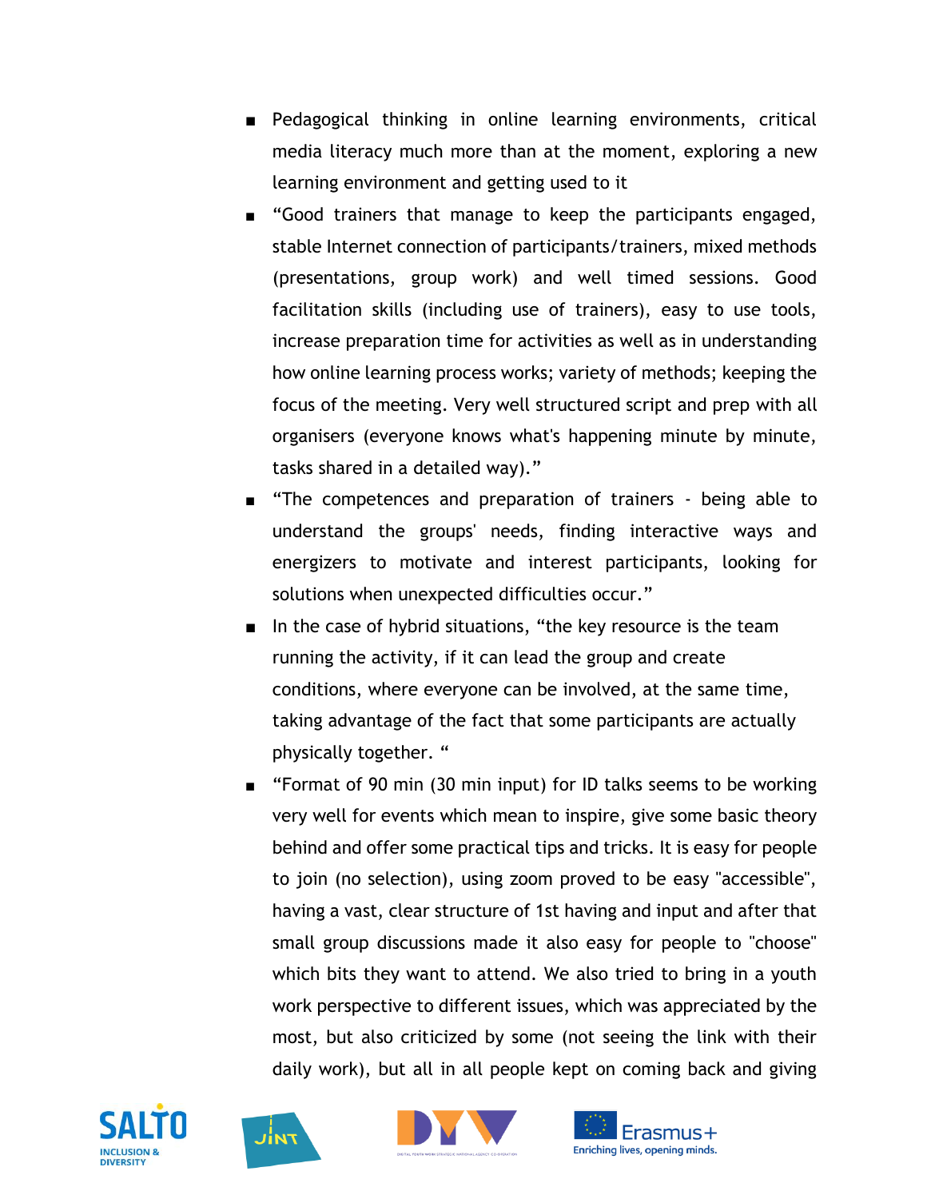- Pedagogical thinking in online learning environments, critical media literacy much more than at the moment, exploring a new learning environment and getting used to it
- "Good trainers that manage to keep the participants engaged, stable Internet connection of participants/trainers, mixed methods (presentations, group work) and well timed sessions. Good facilitation skills (including use of trainers), easy to use tools, increase preparation time for activities as well as in understanding how online learning process works; variety of methods; keeping the focus of the meeting. Very well structured script and prep with all organisers (everyone knows what's happening minute by minute, tasks shared in a detailed way)."
- "The competences and preparation of trainers - being able to understand the groups' needs, finding interactive ways and energizers to motivate and interest participants, looking for solutions when unexpected difficulties occur."
- In the case of hybrid situations, "the key resource is the team running the activity, if it can lead the group and create conditions, where everyone can be involved, at the same time, taking advantage of the fact that some participants are actually physically together. "
- "Format of 90 min (30 min input) for ID talks seems to be working very well for events which mean to inspire, give some basic theory behind and offer some practical tips and tricks. It is easy for people to join (no selection), using zoom proved to be easy "accessible", having a vast, clear structure of 1st having and input and after that small group discussions made it also easy for people to "choose" which bits they want to attend. We also tried to bring in a youth work perspective to different issues, which was appreciated by the most, but also criticized by some (not seeing the link with their daily work), but all in all people kept on coming back and giving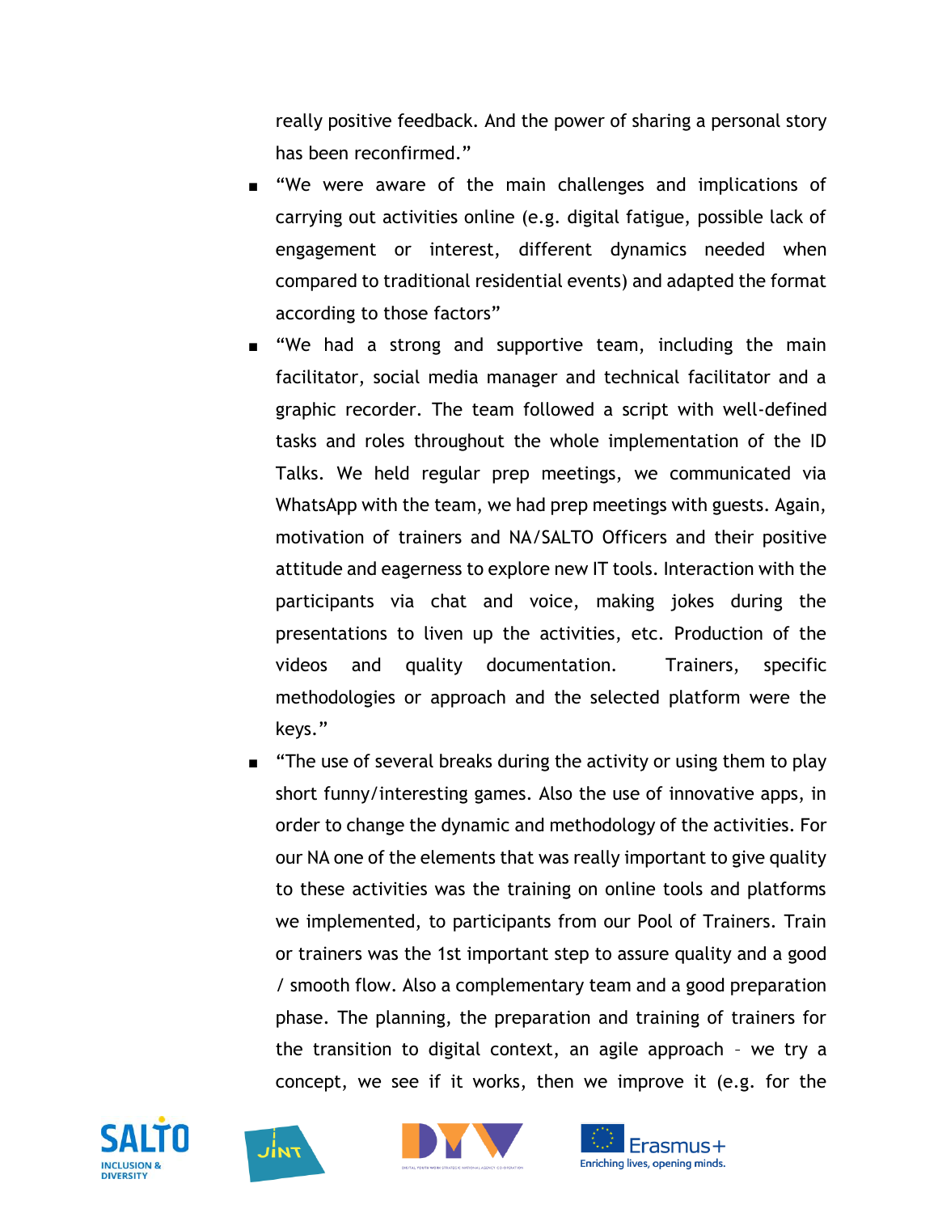really positive feedback. And the power of sharing a personal story has been reconfirmed."

- "We were aware of the main challenges and implications of carrying out activities online (e.g. digital fatigue, possible lack of engagement or interest, different dynamics needed when compared to traditional residential events) and adapted the format according to those factors"
- "We had a strong and supportive team, including the main facilitator, social media manager and technical facilitator and a graphic recorder. The team followed a script with well-defined tasks and roles throughout the whole implementation of the ID Talks. We held regular prep meetings, we communicated via WhatsApp with the team, we had prep meetings with guests. Again, motivation of trainers and NA/SALTO Officers and their positive attitude and eagerness to explore new IT tools. Interaction with the participants via chat and voice, making jokes during the presentations to liven up the activities, etc. Production of the videos and quality documentation. Trainers, specific methodologies or approach and the selected platform were the keys."
- "The use of several breaks during the activity or using them to play short funny/interesting games. Also the use of innovative apps, in order to change the dynamic and methodology of the activities. For our NA one of the elements that was really important to give quality to these activities was the training on online tools and platforms we implemented, to participants from our Pool of Trainers. Train or trainers was the 1st important step to assure quality and a good / smooth flow. Also a complementary team and a good preparation phase. The planning, the preparation and training of trainers for the transition to digital context, an agile approach – we try a concept, we see if it works, then we improve it (e.g. for the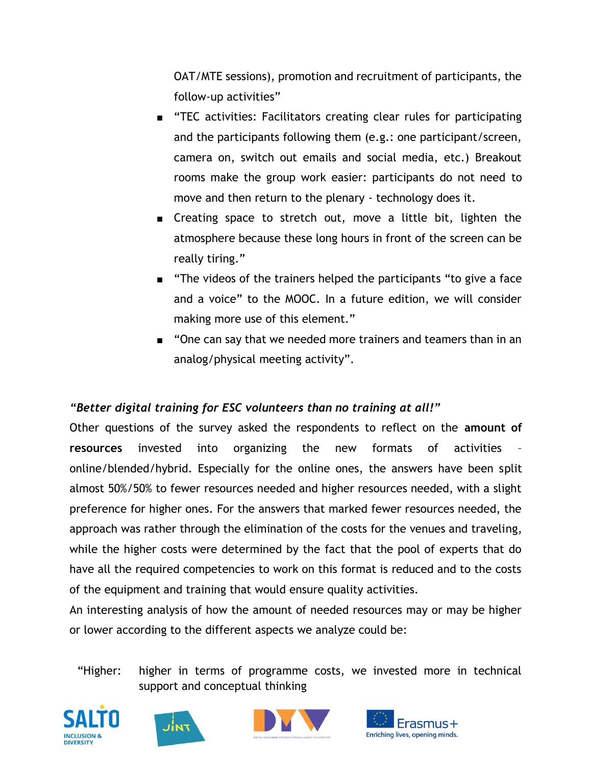OAT/MTE sessions), promotion and recruitment of participants, the follow-up activities"

- "TEC activities: Facilitators creating clear rules for participating and the participants following them (e.g.: one participant/screen, camera on, switch out emails and social media, etc.) Breakout rooms make the group work easier: participants do not need to move and then return to the plenary - technology does it.
- Creating space to stretch out, move a little bit, lighten the atmosphere because these long hours in front of the screen can be really tiring."
- "The videos of the trainers helped the participants "to give a face and a voice" to the MOOC. In a future edition, we will consider making more use of this element."
- "One can say that we needed more trainers and teamers than in an analog/physical meeting activity".

***"Better digital training for ESC volunteers than no training at all!"***

Other questions of the survey asked the respondents to reflect on the **amount of resources** invested into organizing the new formats of activities – online/blended/hybrid. Especially for the online ones, the answers have been split almost 50%/50% to fewer resources needed and higher resources needed, with a slight preference for higher ones. For the answers that marked fewer resources needed, the approach was rather through the elimination of the costs for the venues and traveling, while the higher costs were determined by the fact that the pool of experts that do have all the required competencies to work on this format is reduced and to the costs of the equipment and training that would ensure quality activities.

An interesting analysis of how the amount of needed resources may or may be higher or lower according to the different aspects we analyze could be:

"Higher: higher in terms of programme costs, we invested more in technical support and conceptual thinking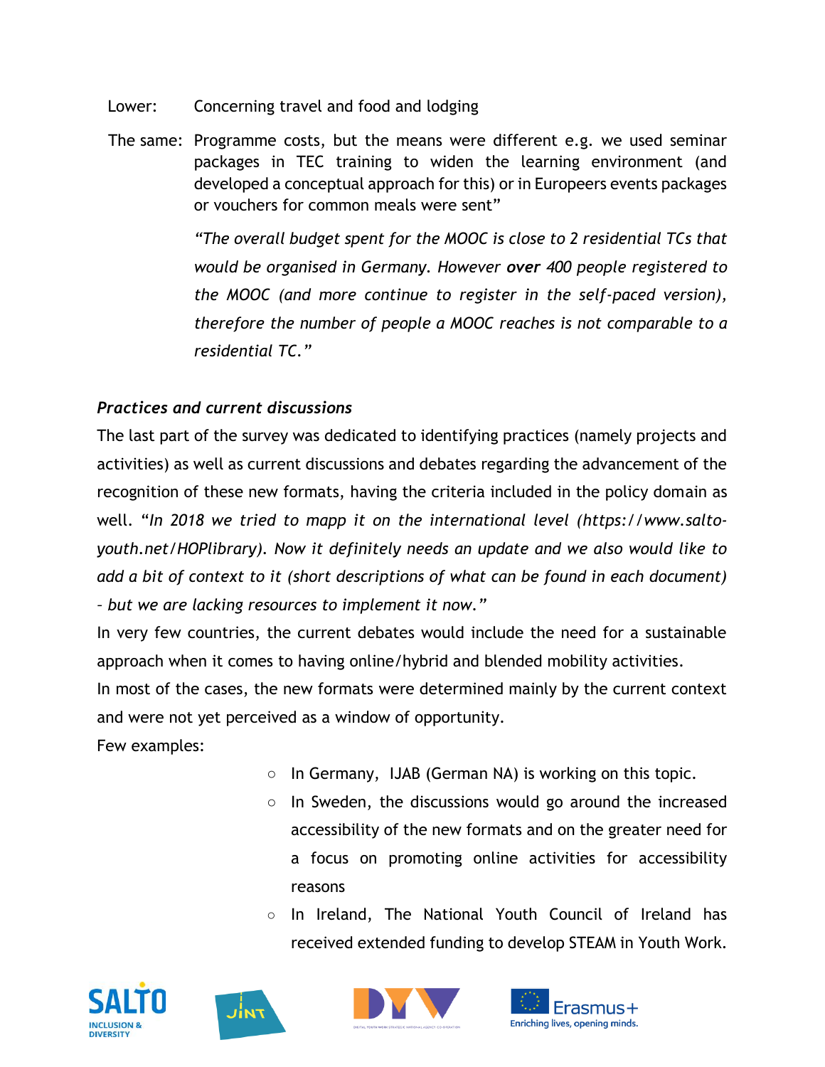Lower: Concerning travel and food and lodging

The same: Programme costs, but the means were different e.g. we used seminar packages in TEC training to widen the learning environment (and developed a conceptual approach for this) or in Europeers events packages or vouchers for common meals were sent"

*"The overall budget spent for the MOOC is close to 2 residential TCs that would be organised in Germany. However **over** 400 people registered to the MOOC (and more continue to register in the self-paced version), therefore the number of people a MOOC reaches is not comparable to a residential TC."*

### *Practices and current discussions*

The last part of the survey was dedicated to identifying practices (namely projects and activities) as well as current discussions and debates regarding the advancement of the recognition of these new formats, having the criteria included in the policy domain as well. "*In 2018 we tried to mapp it on the international level (https://www.salto-youth.net/HOPlibrary). Now it definitely needs an update and we also would like to add a bit of context to it (short descriptions of what can be found in each document) - but we are lacking resources to implement it now."*

In very few countries, the current debates would include the need for a sustainable approach when it comes to having online/hybrid and blended mobility activities.

In most of the cases, the new formats were determined mainly by the current context and were not yet perceived as a window of opportunity.

Few examples:

- In Germany, IJAB (German NA) is working on this topic.
- In Sweden, the discussions would go around the increased accessibility of the new formats and on the greater need for a focus on promoting online activities for accessibility reasons
- In Ireland, The National Youth Council of Ireland has received extended funding to develop STEAM in Youth Work.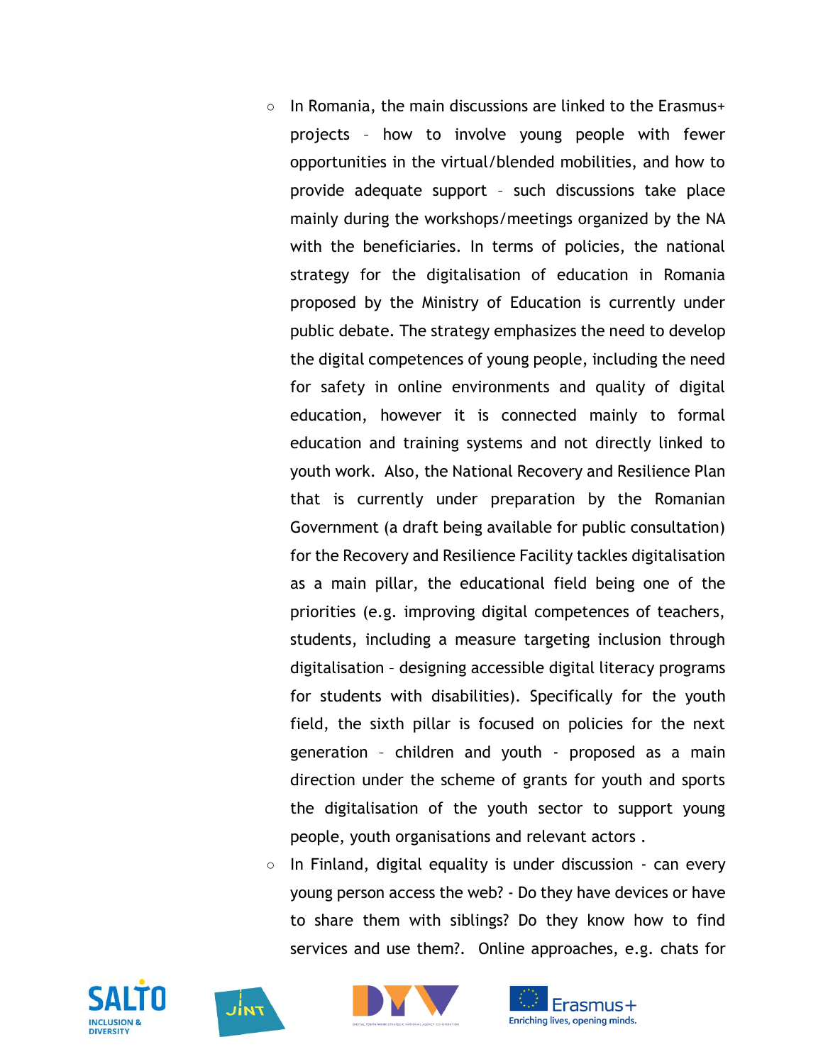- In Romania, the main discussions are linked to the Erasmus+ projects – how to involve young people with fewer opportunities in the virtual/blended mobilities, and how to provide adequate support – such discussions take place mainly during the workshops/meetings organized by the NA with the beneficiaries. In terms of policies, the national strategy for the digitalisation of education in Romania proposed by the Ministry of Education is currently under public debate. The strategy emphasizes the need to develop the digital competences of young people, including the need for safety in online environments and quality of digital education, however it is connected mainly to formal education and training systems and not directly linked to youth work. Also, the National Recovery and Resilience Plan that is currently under preparation by the Romanian Government (a draft being available for public consultation) for the Recovery and Resilience Facility tackles digitalisation as a main pillar, the educational field being one of the priorities (e.g. improving digital competences of teachers, students, including a measure targeting inclusion through digitalisation – designing accessible digital literacy programs for students with disabilities). Specifically for the youth field, the sixth pillar is focused on policies for the next generation – children and youth - proposed as a main direction under the scheme of grants for youth and sports the digitalisation of the youth sector to support young people, youth organisations and relevant actors .
- In Finland, digital equality is under discussion - can every young person access the web? - Do they have devices or have to share them with siblings? Do they know how to find services and use them?. Online approaches, e.g. chats for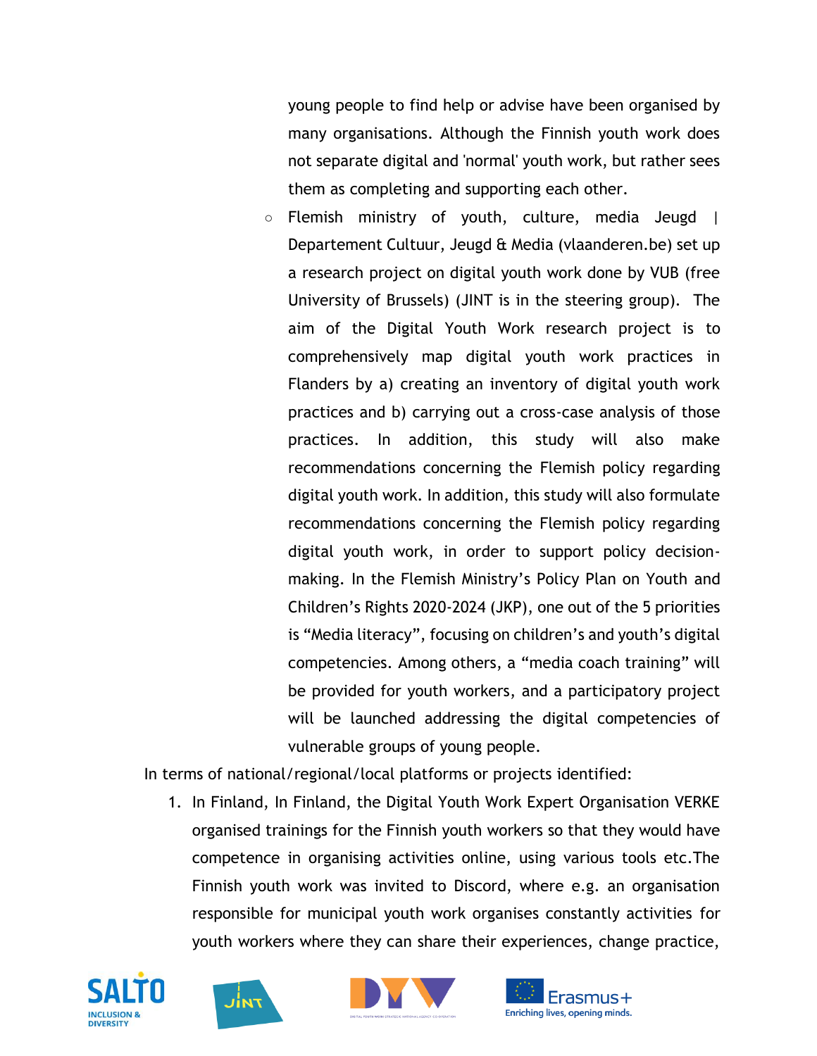young people to find help or advise have been organised by many organisations. Although the Finnish youth work does not separate digital and 'normal' youth work, but rather sees them as completing and supporting each other.

- Flemish ministry of youth, culture, media Jeugd | Departement Cultuur, Jeugd & Media (vlaanderen.be) set up a research project on digital youth work done by VUB (free University of Brussels) (JINT is in the steering group). The aim of the Digital Youth Work research project is to comprehensively map digital youth work practices in Flanders by a) creating an inventory of digital youth work practices and b) carrying out a cross-case analysis of those practices. In addition, this study will also make recommendations concerning the Flemish policy regarding digital youth work. In addition, this study will also formulate recommendations concerning the Flemish policy regarding digital youth work, in order to support policy decision-making. In the Flemish Ministry's Policy Plan on Youth and Children's Rights 2020-2024 (JKP), one out of the 5 priorities is "Media literacy", focusing on children's and youth's digital competencies. Among others, a "media coach training" will be provided for youth workers, and a participatory project will be launched addressing the digital competencies of vulnerable groups of young people.

In terms of national/regional/local platforms or projects identified:

1. In Finland, In Finland, the Digital Youth Work Expert Organisation VERKE organised trainings for the Finnish youth workers so that they would have competence in organising activities online, using various tools etc.The Finnish youth work was invited to Discord, where e.g. an organisation responsible for municipal youth work organises constantly activities for youth workers where they can share their experiences, change practice,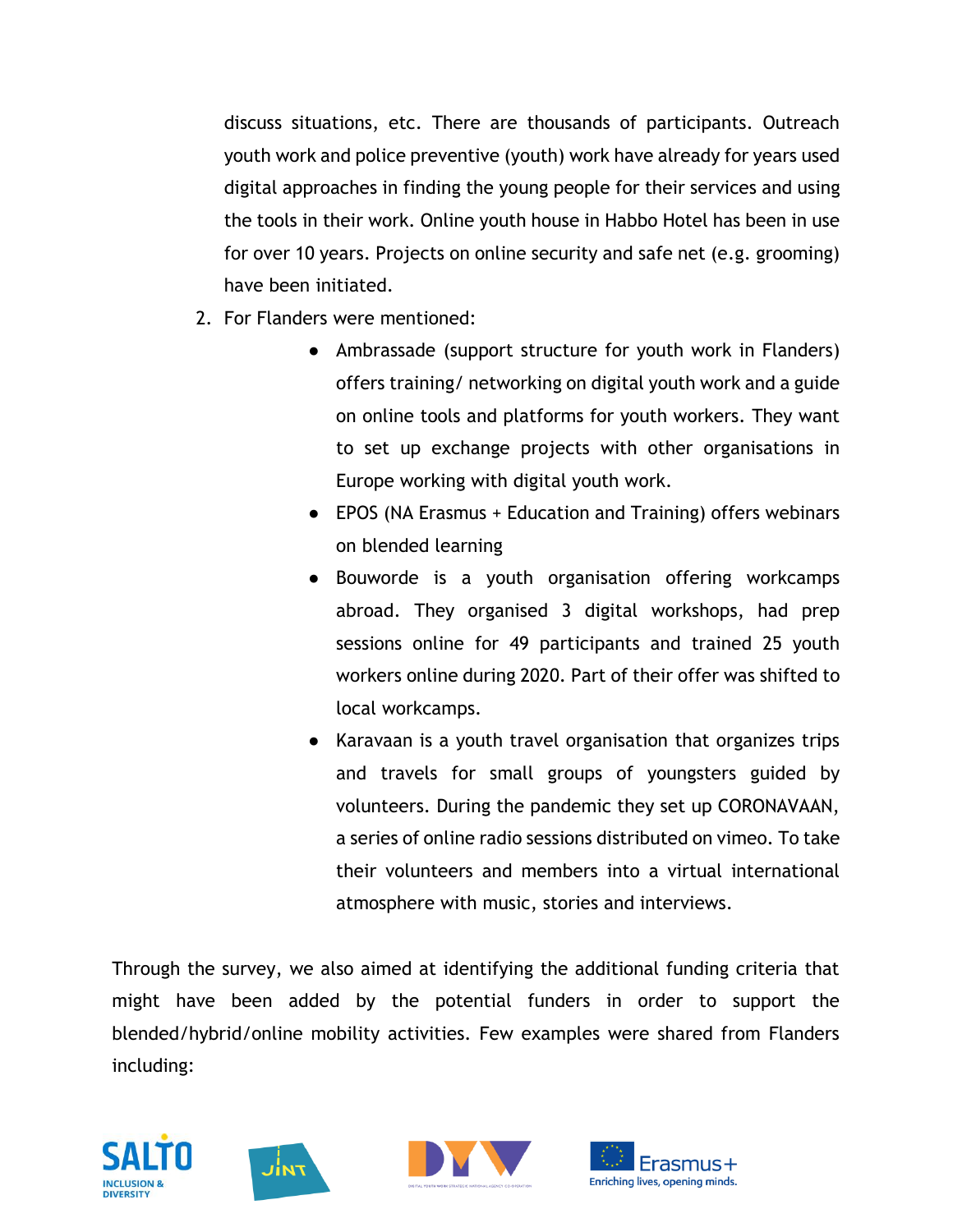discuss situations, etc. There are thousands of participants. Outreach youth work and police preventive (youth) work have already for years used digital approaches in finding the young people for their services and using the tools in their work. Online youth house in Habbo Hotel has been in use for over 10 years. Projects on online security and safe net (e.g. grooming) have been initiated.

2. For Flanders were mentioned:
   - Ambrassade (support structure for youth work in Flanders) offers training/ networking on digital youth work and a guide on online tools and platforms for youth workers. They want to set up exchange projects with other organisations in Europe working with digital youth work.
   - EPOS (NA Erasmus + Education and Training) offers webinars on blended learning
   - Bouworde is a youth organisation offering workcamps abroad. They organised 3 digital workshops, had prep sessions online for 49 participants and trained 25 youth workers online during 2020. Part of their offer was shifted to local workcamps.
   - Karavaan is a youth travel organisation that organizes trips and travels for small groups of youngsters guided by volunteers. During the pandemic they set up CORONAVAAN, a series of online radio sessions distributed on vimeo. To take their volunteers and members into a virtual international atmosphere with music, stories and interviews.

Through the survey, we also aimed at identifying the additional funding criteria that might have been added by the potential funders in order to support the blended/hybrid/online mobility activities. Few examples were shared from Flanders including: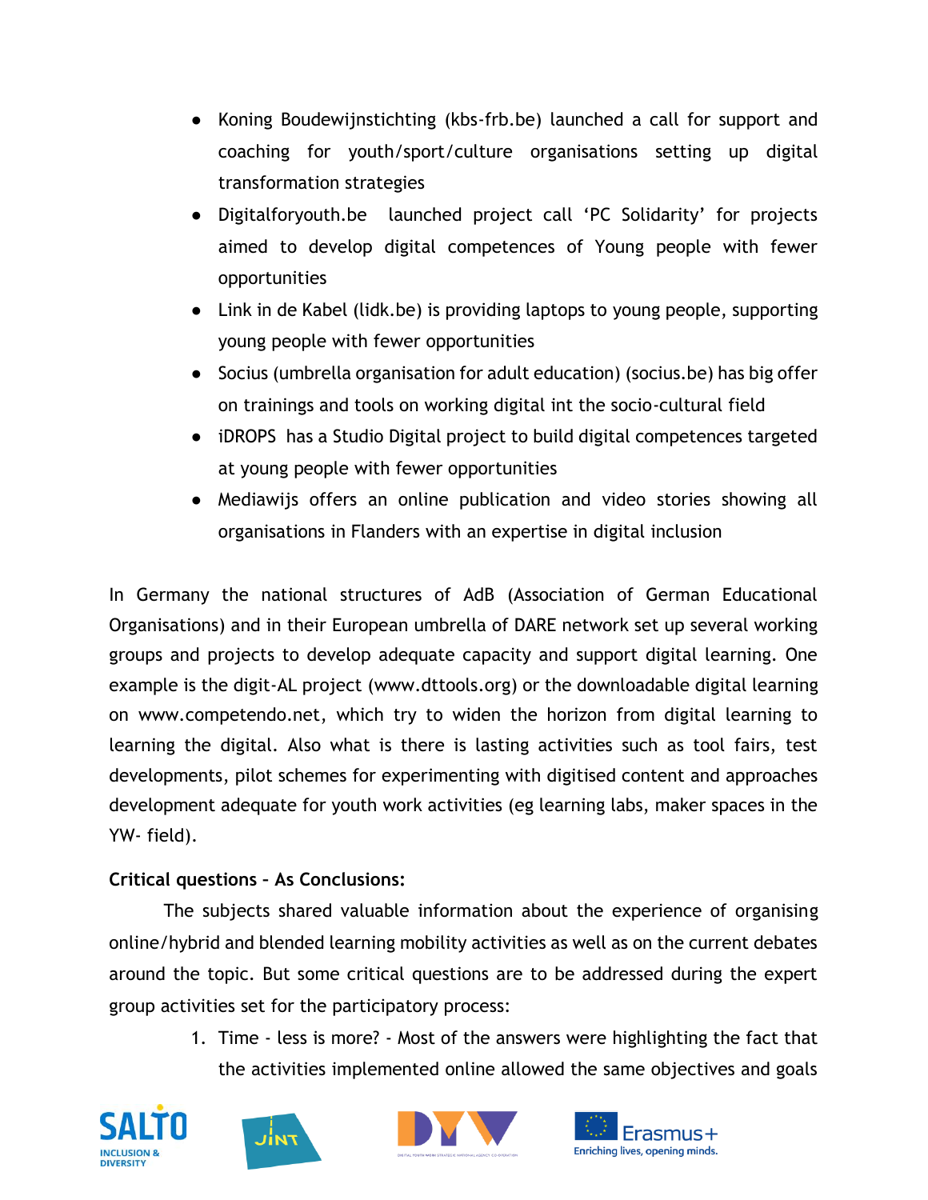- Koning Boudewijnstichting (kbs-frb.be) launched a call for support and coaching for youth/sport/culture organisations setting up digital transformation strategies
- Digitalforyouth.be launched project call 'PC Solidarity' for projects aimed to develop digital competences of Young people with fewer opportunities
- Link in de Kabel (lidk.be) is providing laptops to young people, supporting young people with fewer opportunities
- Socius (umbrella organisation for adult education) (socius.be) has big offer on trainings and tools on working digital int the socio-cultural field
- iDROPS has a Studio Digital project to build digital competences targeted at young people with fewer opportunities
- Mediawijs offers an online publication and video stories showing all organisations in Flanders with an expertise in digital inclusion

In Germany the national structures of AdB (Association of German Educational Organisations) and in their European umbrella of DARE network set up several working groups and projects to develop adequate capacity and support digital learning. One example is the digit-AL project (www.dttools.org) or the downloadable digital learning on www.competendo.net, which try to widen the horizon from digital learning to learning the digital. Also what is there is lasting activities such as tool fairs, test developments, pilot schemes for experimenting with digitised content and approaches development adequate for youth work activities (eg learning labs, maker spaces in the YW- field).

**Critical questions – As Conclusions:**

The subjects shared valuable information about the experience of organising online/hybrid and blended learning mobility activities as well as on the current debates around the topic. But some critical questions are to be addressed during the expert group activities set for the participatory process:

1. Time - less is more? - Most of the answers were highlighting the fact that the activities implemented online allowed the same objectives and goals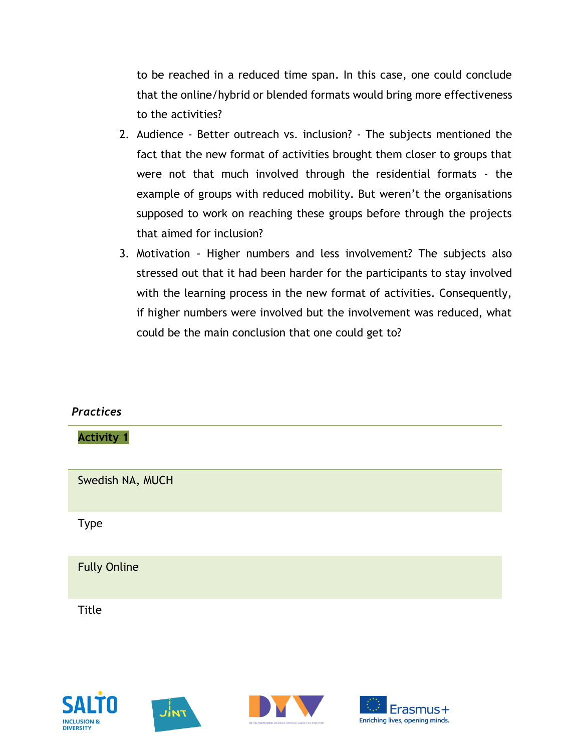to be reached in a reduced time span. In this case, one could conclude that the online/hybrid or blended formats would bring more effectiveness to the activities?

2. Audience - Better outreach vs. inclusion? - The subjects mentioned the fact that the new format of activities brought them closer to groups that were not that much involved through the residential formats - the example of groups with reduced mobility. But weren't the organisations supposed to work on reaching these groups before through the projects that aimed for inclusion?
3. Motivation - Higher numbers and less involvement? The subjects also stressed out that it had been harder for the participants to stay involved with the learning process in the new format of activities. Consequently, if higher numbers were involved but the involvement was reduced, what could be the main conclusion that one could get to?

***Practices***

**Activity 1**

Swedish NA, MUCH

Type

Fully Online

Title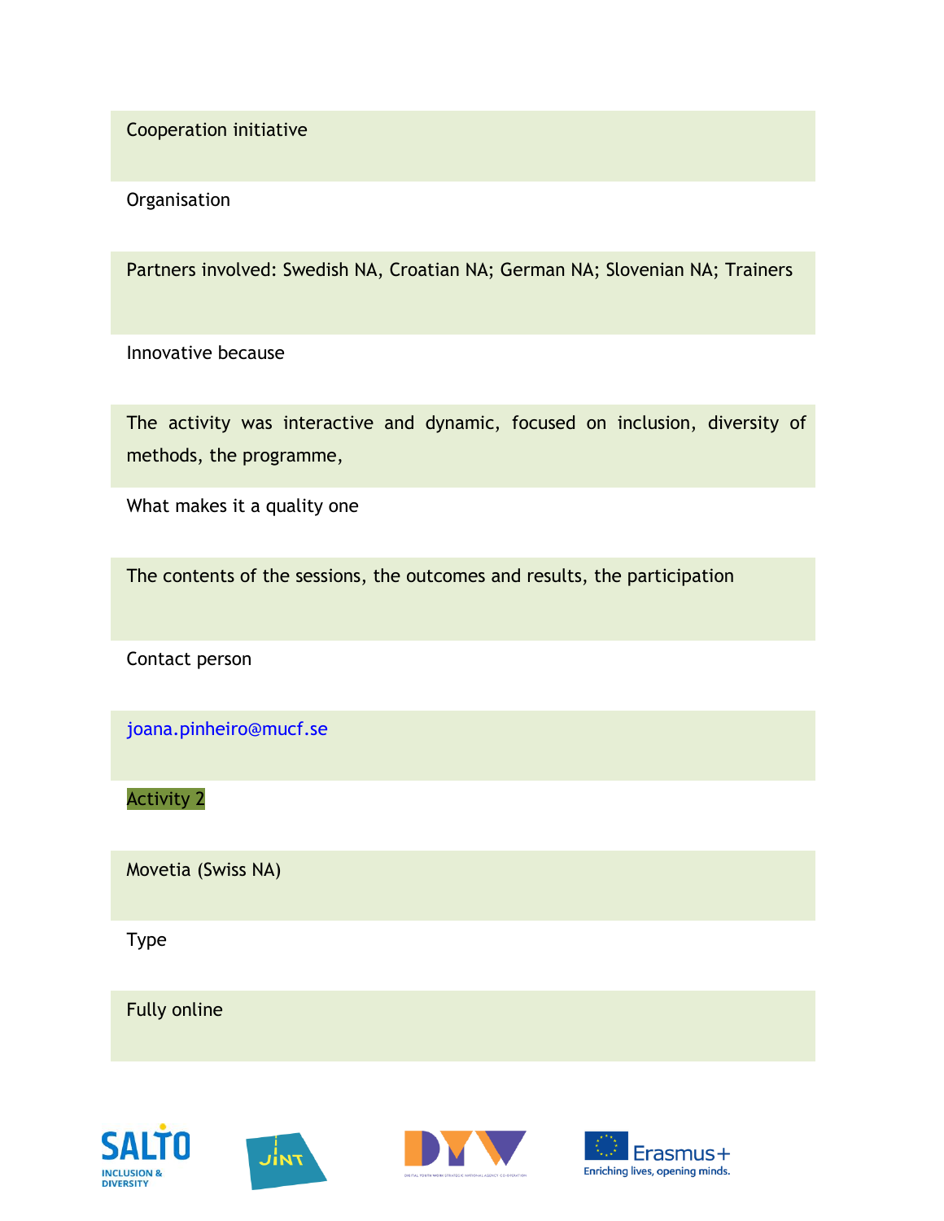Cooperation initiative

Organisation

Partners involved: Swedish NA, Croatian NA; German NA; Slovenian NA; Trainers

Innovative because

The activity was interactive and dynamic, focused on inclusion, diversity of methods, the programme,

What makes it a quality one

The contents of the sessions, the outcomes and results, the participation

Contact person

joana.pinheiro@mucf.se

Activity 2

Movetia (Swiss NA)

Type

Fully online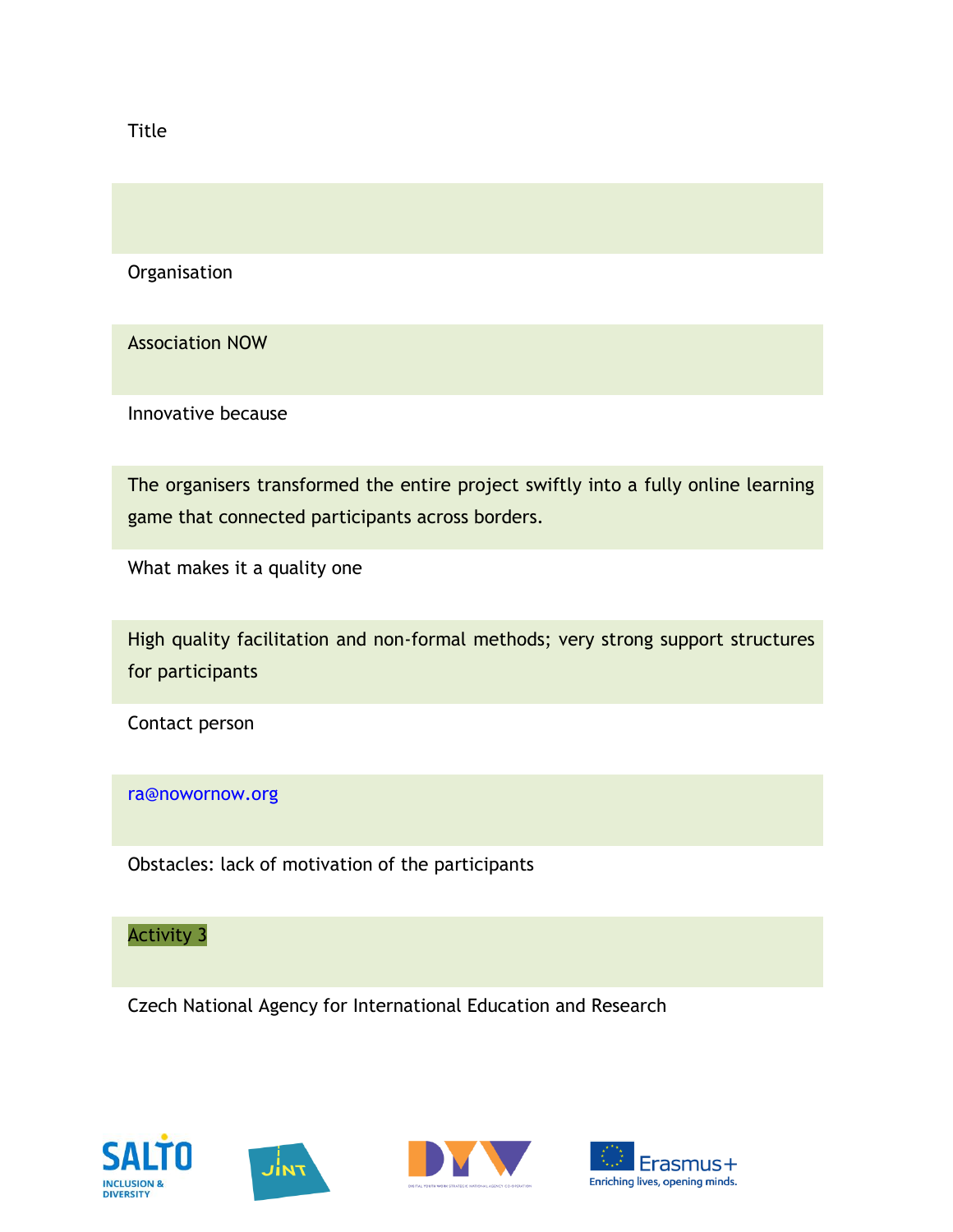Title

Organisation

Association NOW

Innovative because

The organisers transformed the entire project swiftly into a fully online learning game that connected participants across borders.

What makes it a quality one

High quality facilitation and non-formal methods; very strong support structures for participants

Contact person

ra@nowornow.org

Obstacles: lack of motivation of the participants

Activity 3

Czech National Agency for International Education and Research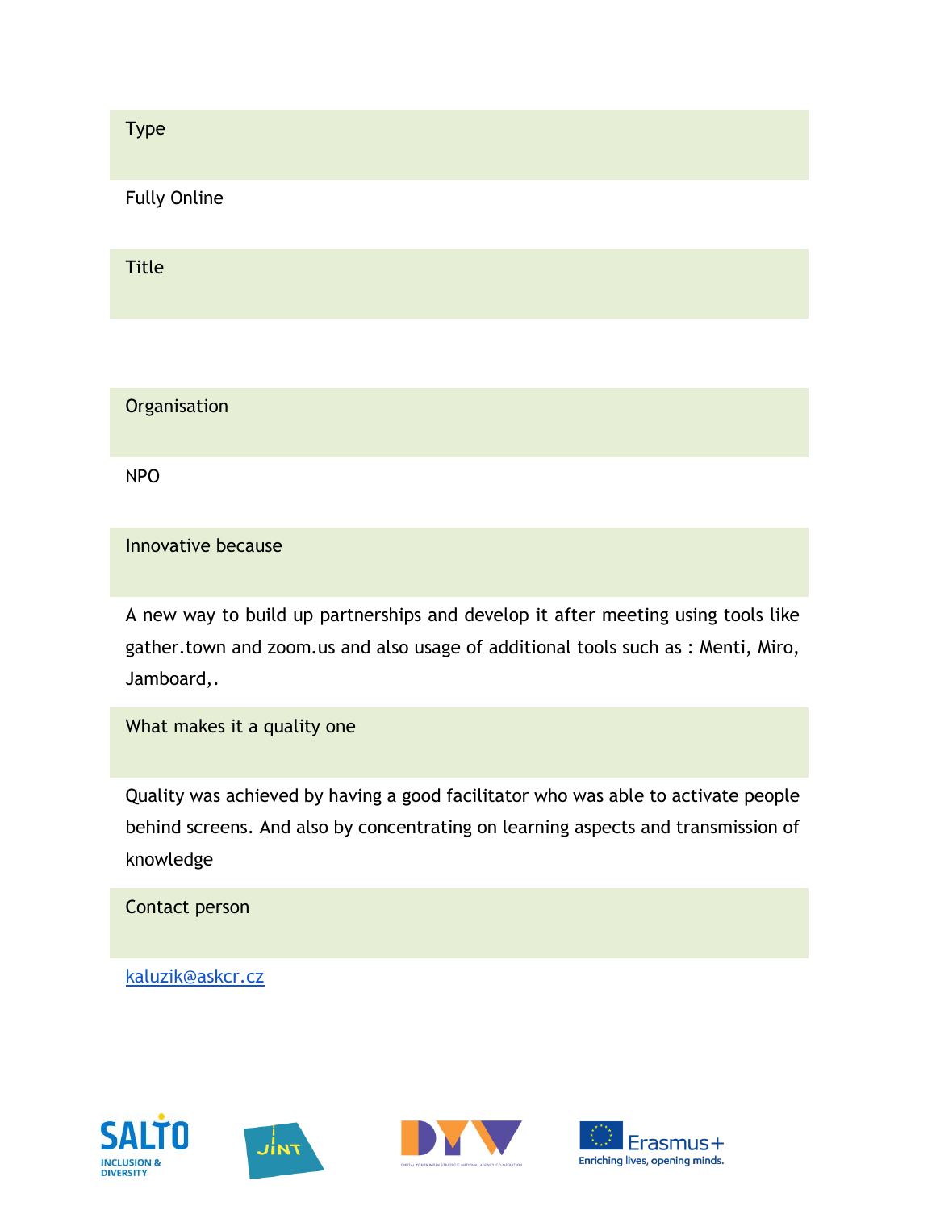| Type |
| --- |
| Fully Online |

| Title |
| --- |
| |

| Organisation |
| --- |
| NPO |

| Innovative because |
| --- |
| A new way to build up partnerships and develop it after meeting using tools like gather.town and zoom.us and also usage of additional tools such as : Menti, Miro, Jamboard,. |

| What makes it a quality one |
| --- |
| Quality was achieved by having a good facilitator who was able to activate people behind screens. And also by concentrating on learning aspects and transmission of knowledge |

| Contact person |
| --- |
| kaluzik@askcr.cz |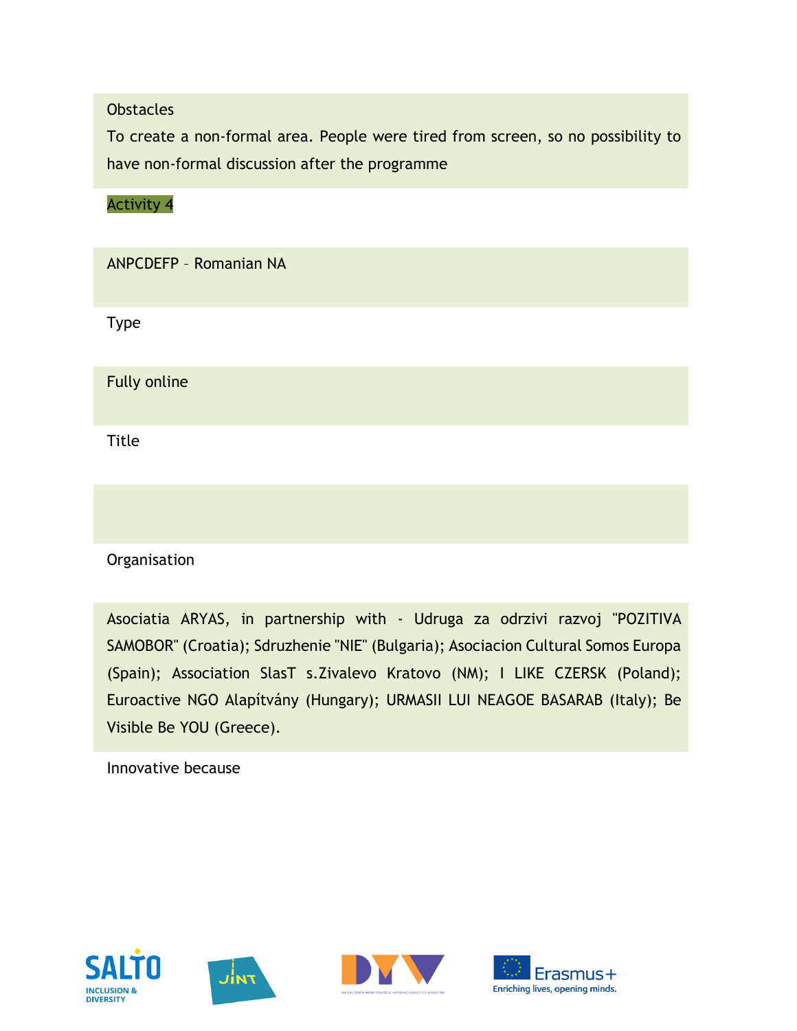Obstacles

To create a non-formal area. People were tired from screen, so no possibility to have non-formal discussion after the programme

Activity 4

ANPCDEFP – Romanian NA

Type

Fully online

Title

Organisation

Asociatia ARYAS, in partnership with - Udruga za odrzivi razvoj "POZITIVA SAMOBOR" (Croatia); Sdruzhenie "NIE" (Bulgaria); Asociacion Cultural Somos Europa (Spain); Association SlasT s.Zivalevo Kratovo (NM); I LIKE CZERSK (Poland); Euroactive NGO Alapítvány (Hungary); URMASII LUI NEAGOE BASARAB (Italy); Be Visible Be YOU (Greece).

Innovative because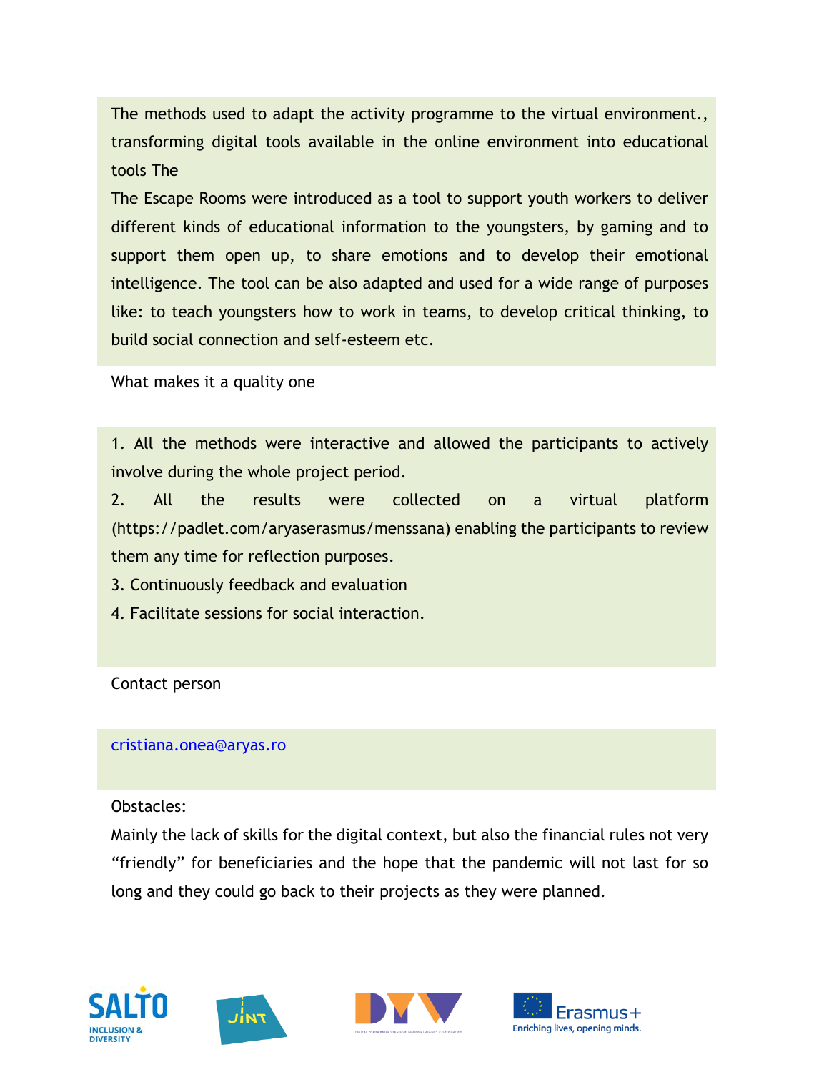The methods used to adapt the activity programme to the virtual environment., transforming digital tools available in the online environment into educational tools The

The Escape Rooms were introduced as a tool to support youth workers to deliver different kinds of educational information to the youngsters, by gaming and to support them open up, to share emotions and to develop their emotional intelligence. The tool can be also adapted and used for a wide range of purposes like: to teach youngsters how to work in teams, to develop critical thinking, to build social connection and self-esteem etc.

What makes it a quality one

1. All the methods were interactive and allowed the participants to actively involve during the whole project period.
2. All the results were collected on a virtual platform (https://padlet.com/aryaserasmus/menssana) enabling the participants to review them any time for reflection purposes.
3. Continuously feedback and evaluation
4. Facilitate sessions for social interaction.

Contact person

cristiana.onea@aryas.ro

Obstacles:

Mainly the lack of skills for the digital context, but also the financial rules not very "friendly" for beneficiaries and the hope that the pandemic will not last for so long and they could go back to their projects as they were planned.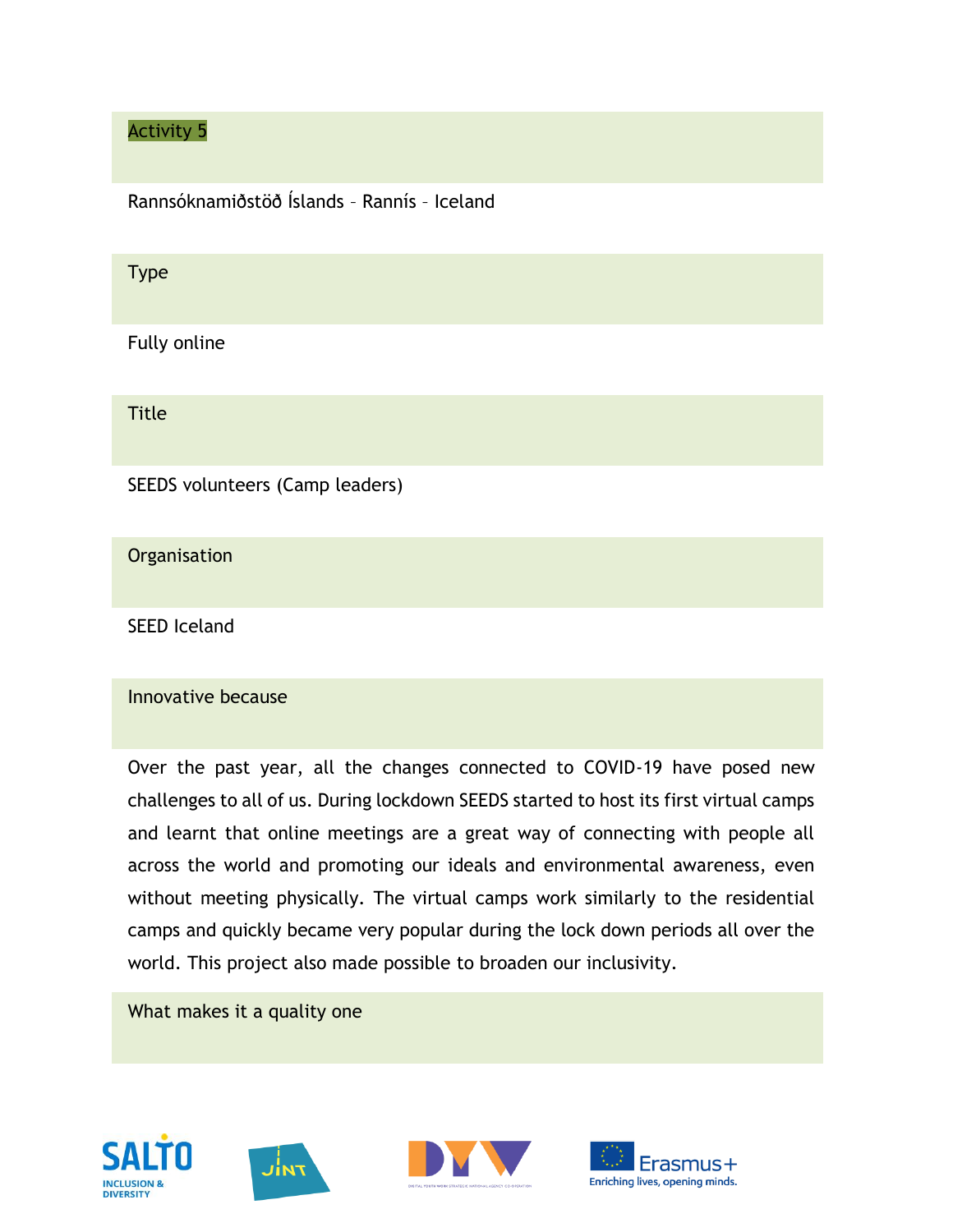### Activity 5

Rannsóknamiðstöð Íslands – Rannís – Iceland

#### Type

Fully online

#### Title

SEEDS volunteers (Camp leaders)

#### Organisation

SEED Iceland

#### Innovative because

Over the past year, all the changes connected to COVID-19 have posed new challenges to all of us. During lockdown SEEDS started to host its first virtual camps and learnt that online meetings are a great way of connecting with people all across the world and promoting our ideals and environmental awareness, even without meeting physically. The virtual camps work similarly to the residential camps and quickly became very popular during the lock down periods all over the world. This project also made possible to broaden our inclusivity.

#### What makes it a quality one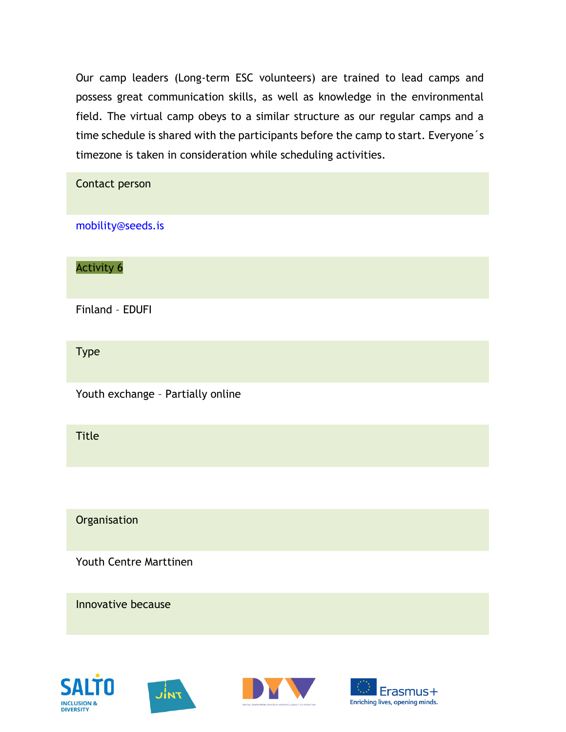Our camp leaders (Long-term ESC volunteers) are trained to lead camps and possess great communication skills, as well as knowledge in the environmental field. The virtual camp obeys to a similar structure as our regular camps and a time schedule is shared with the participants before the camp to start. Everyone´s timezone is taken in consideration while scheduling activities.

| Contact person |
| --- |
| mobility@seeds.is |

| Activity 6 |
| --- |
| Finland – EDUFI |

| Type |
| --- |
| Youth exchange – Partially online |

| Title |
| --- |
| |

| Organisation |
| --- |
| Youth Centre Marttinen |

| Innovative because |
| --- |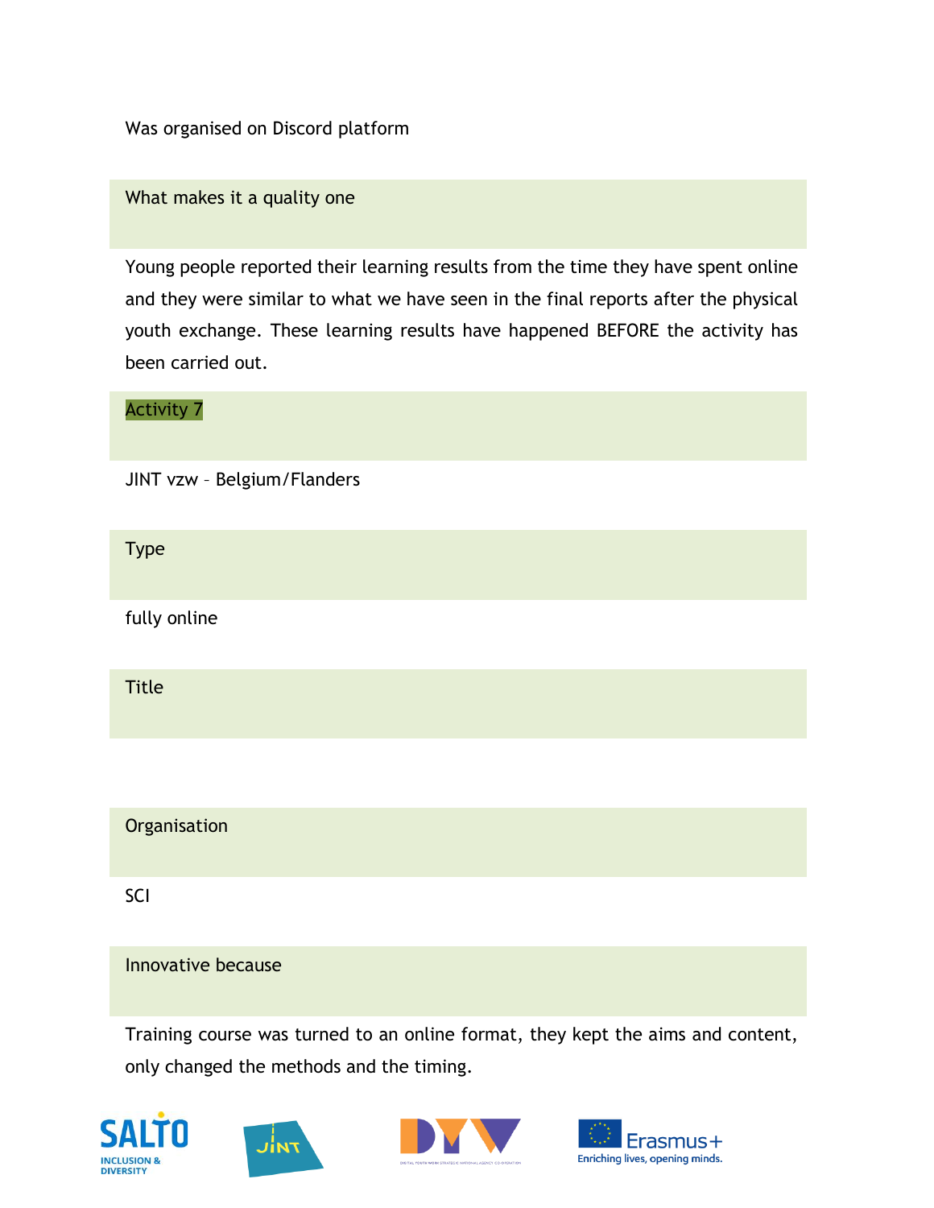Was organised on Discord platform

**What makes it a quality one**

Young people reported their learning results from the time they have spent online and they were similar to what we have seen in the final reports after the physical youth exchange. These learning results have happened BEFORE the activity has been carried out.

**Activity 7**

JINT vzw – Belgium/Flanders

**Type**

fully online

**Title**

**Organisation**

SCI

**Innovative because**

Training course was turned to an online format, they kept the aims and content, only changed the methods and the timing.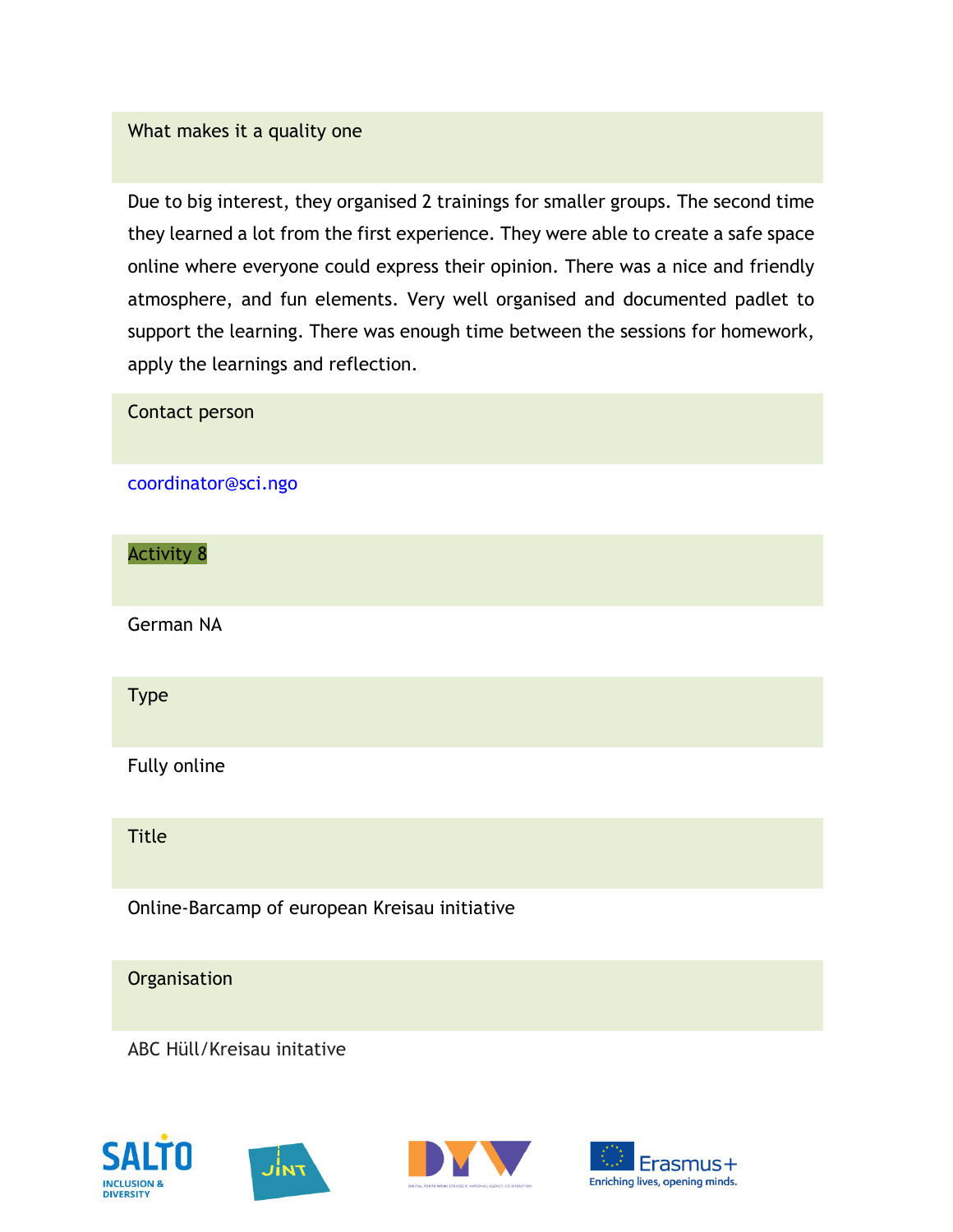**What makes it a quality one**

Due to big interest, they organised 2 trainings for smaller groups. The second time they learned a lot from the first experience. They were able to create a safe space online where everyone could express their opinion. There was a nice and friendly atmosphere, and fun elements. Very well organised and documented padlet to support the learning. There was enough time between the sessions for homework, apply the learnings and reflection.

**Contact person**

coordinator@sci.ngo

## Activity 8

German NA

**Type**

Fully online

**Title**

Online-Barcamp of european Kreisau initiative

**Organisation**

ABC Hüll/Kreisau initative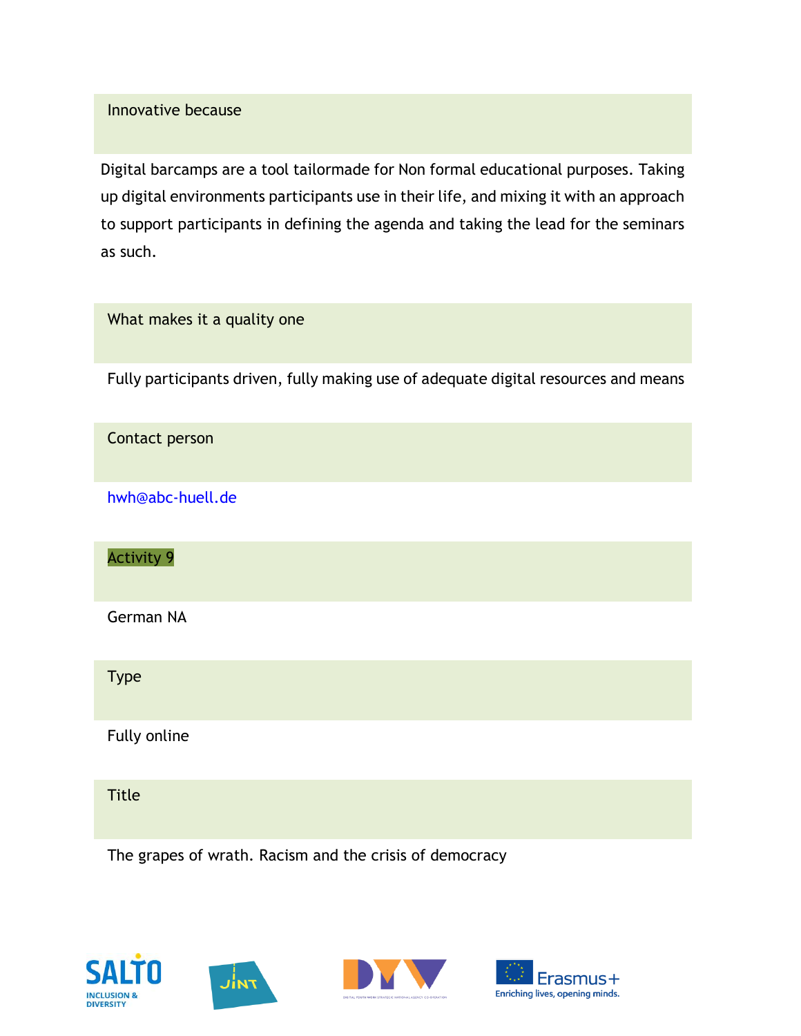**Innovative because**

Digital barcamps are a tool tailormade for Non formal educational purposes. Taking up digital environments participants use in their life, and mixing it with an approach to support participants in defining the agenda and taking the lead for the seminars as such.

**What makes it a quality one**

Fully participants driven, fully making use of adequate digital resources and means

**Contact person**

hwh@abc-huell.de

## Activity 9

German NA

**Type**

Fully online

**Title**

The grapes of wrath. Racism and the crisis of democracy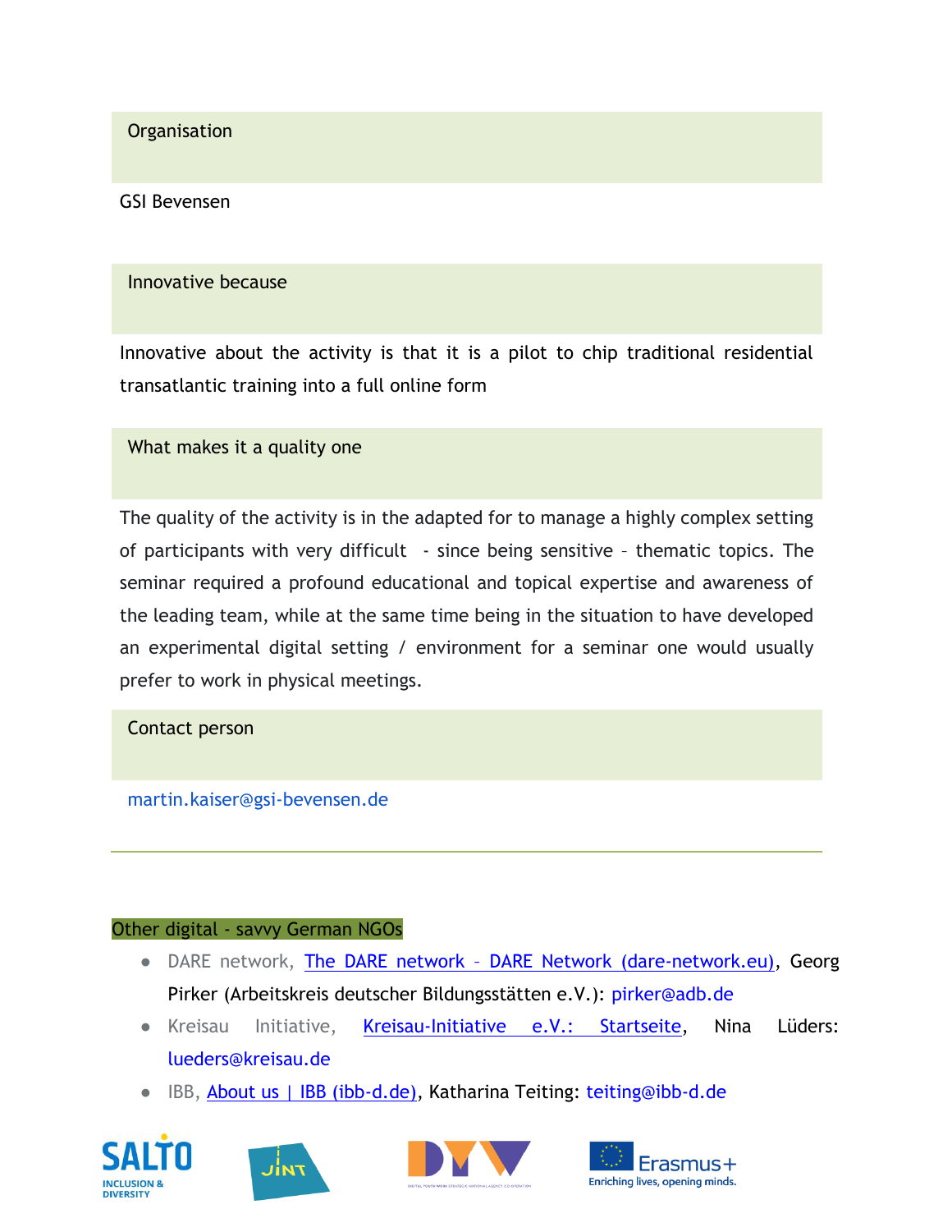**Organisation**

GSI Bevensen

**Innovative because**

Innovative about the activity is that it is a pilot to chip traditional residential transatlantic training into a full online form

**What makes it a quality one**

The quality of the activity is in the adapted for to manage a highly complex setting of participants with very difficult - since being sensitive – thematic topics. The seminar required a profound educational and topical expertise and awareness of the leading team, while at the same time being in the situation to have developed an experimental digital setting / environment for a seminar one would usually prefer to work in physical meetings.

**Contact person**

martin.kaiser@gsi-bevensen.de

---

### Other digital - savvy German NGOs

- DARE network, [The DARE network – DARE Network (dare-network.eu)](https://dare-network.eu), Georg Pirker (Arbeitskreis deutscher Bildungsstätten e.V.): pirker@adb.de
- Kreisau Initiative, [Kreisau-Initiative e.V.: Startseite](https://kreisau.de), Nina Lüders: lueders@kreisau.de
- IBB, [About us | IBB (ibb-d.de)](https://ibb-d.de), Katharina Teiting: teiting@ibb-d.de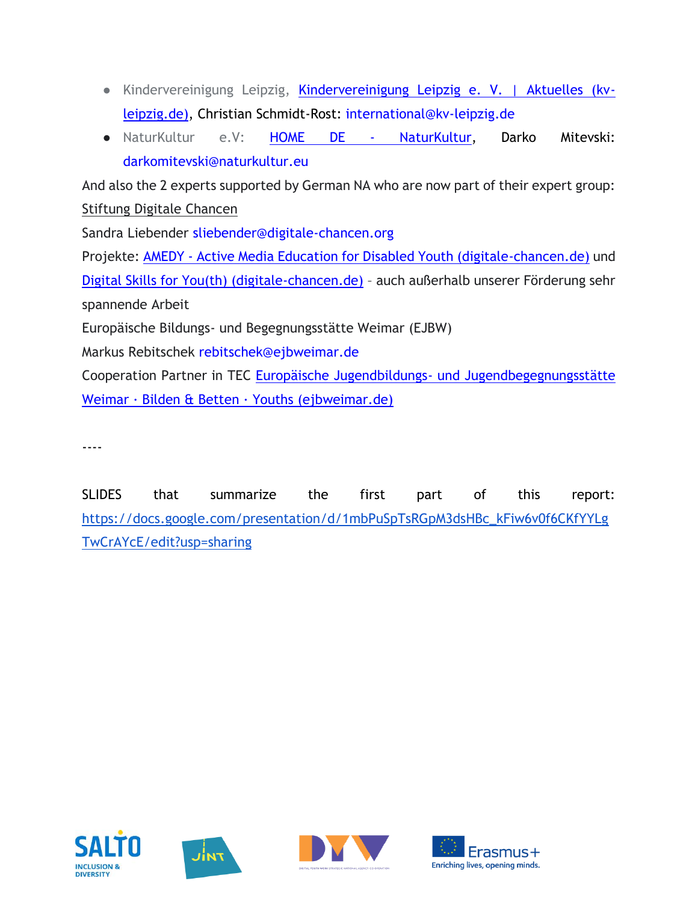- Kindervereinigung Leipzig, [Kindervereinigung Leipzig e. V. | Aktuelles (kv-leipzig.de)](kv-leipzig.de), Christian Schmidt-Rost: international@kv-leipzig.de
- NaturKultur e.V: [HOME DE - NaturKultur](), Darko Mitevski: darkomitevski@naturkultur.eu

And also the 2 experts supported by German NA who are now part of their expert group:

Stiftung Digitale Chancen

Sandra Liebender sliebender@digitale-chancen.org

Projekte: [AMEDY - Active Media Education for Disabled Youth (digitale-chancen.de)]() und [Digital Skills for You(th) (digitale-chancen.de)]() – auch außerhalb unserer Förderung sehr spannende Arbeit

Europäische Bildungs- und Begegnungsstätte Weimar (EJBW)

Markus Rebitschek rebitschek@ejbweimar.de

Cooperation Partner in TEC [Europäische Jugendbildungs- und Jugendbegegnungsstätte Weimar · Bilden & Betten · Youths (ejbweimar.de)]()

----

SLIDES that summarize the first part of this report: https://docs.google.com/presentation/d/1mbPuSpTsRGpM3dsHBc_kFiw6v0f6CKfYYLgTwCrAYcE/edit?usp=sharing